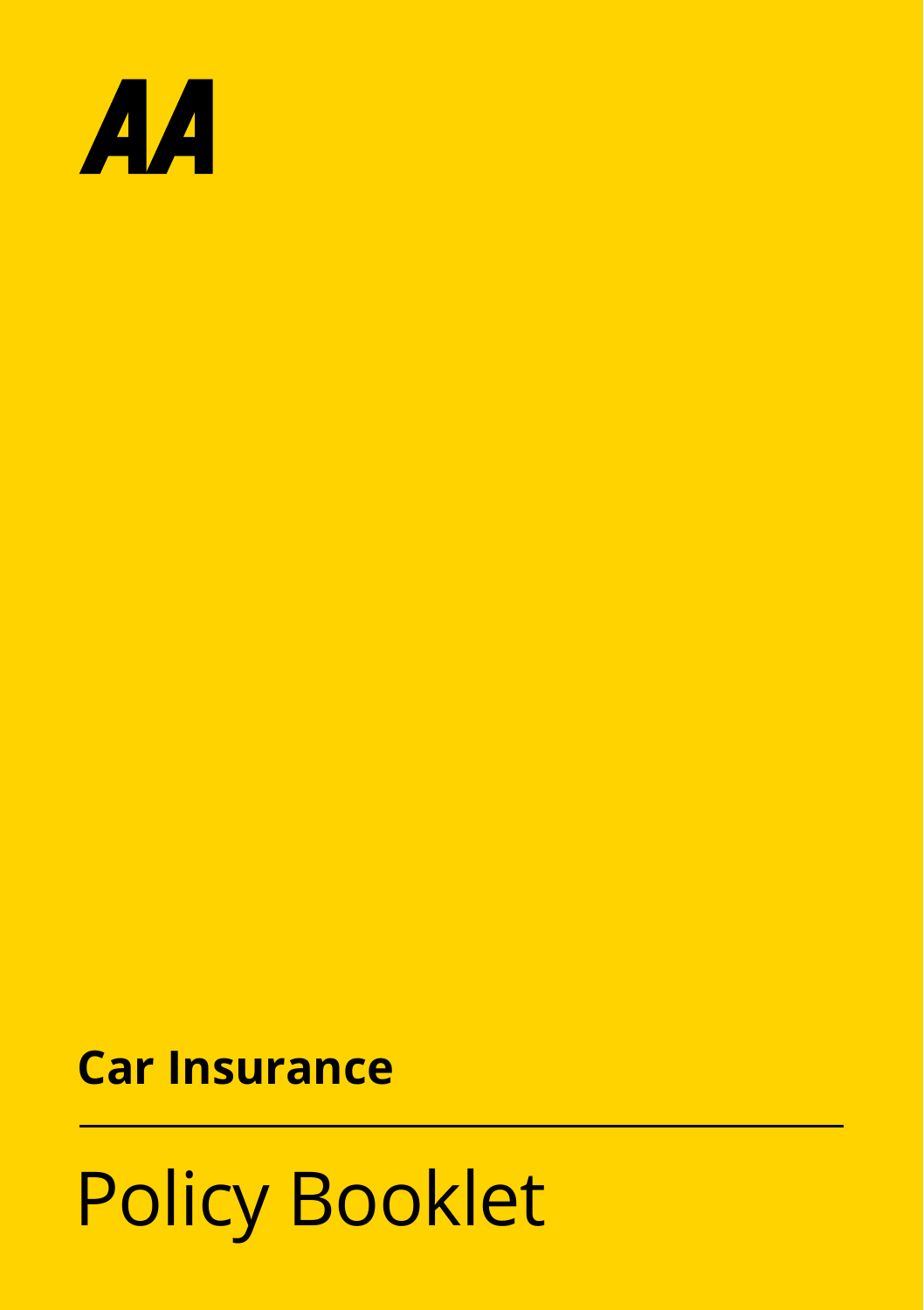AA

**Car Insurance**

# Policy Booklet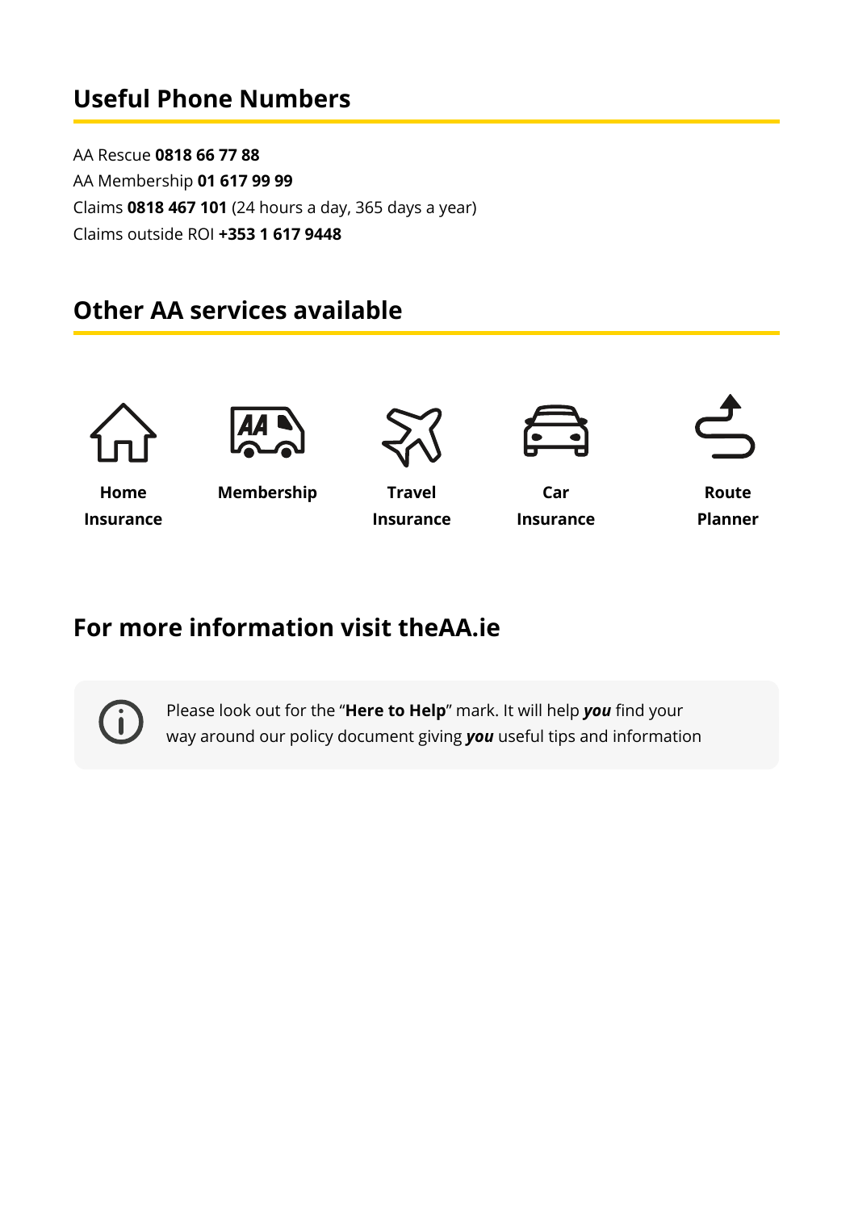## Useful Phone Numbers

AA Rescue **0818 66 77 88**
AA Membership **01 617 99 99**
Claims **0818 467 101** (24 hours a day, 365 days a year)
Claims outside ROI **+353 1 617 9448**

## Other AA services available

**Home Insurance**

**Membership**

**Travel Insurance**

**Car Insurance**

**Route Planner**

## For more information visit theAA.ie

Please look out for the "**Here to Help**" mark. It will help ***you*** find your way around our policy document giving ***you*** useful tips and information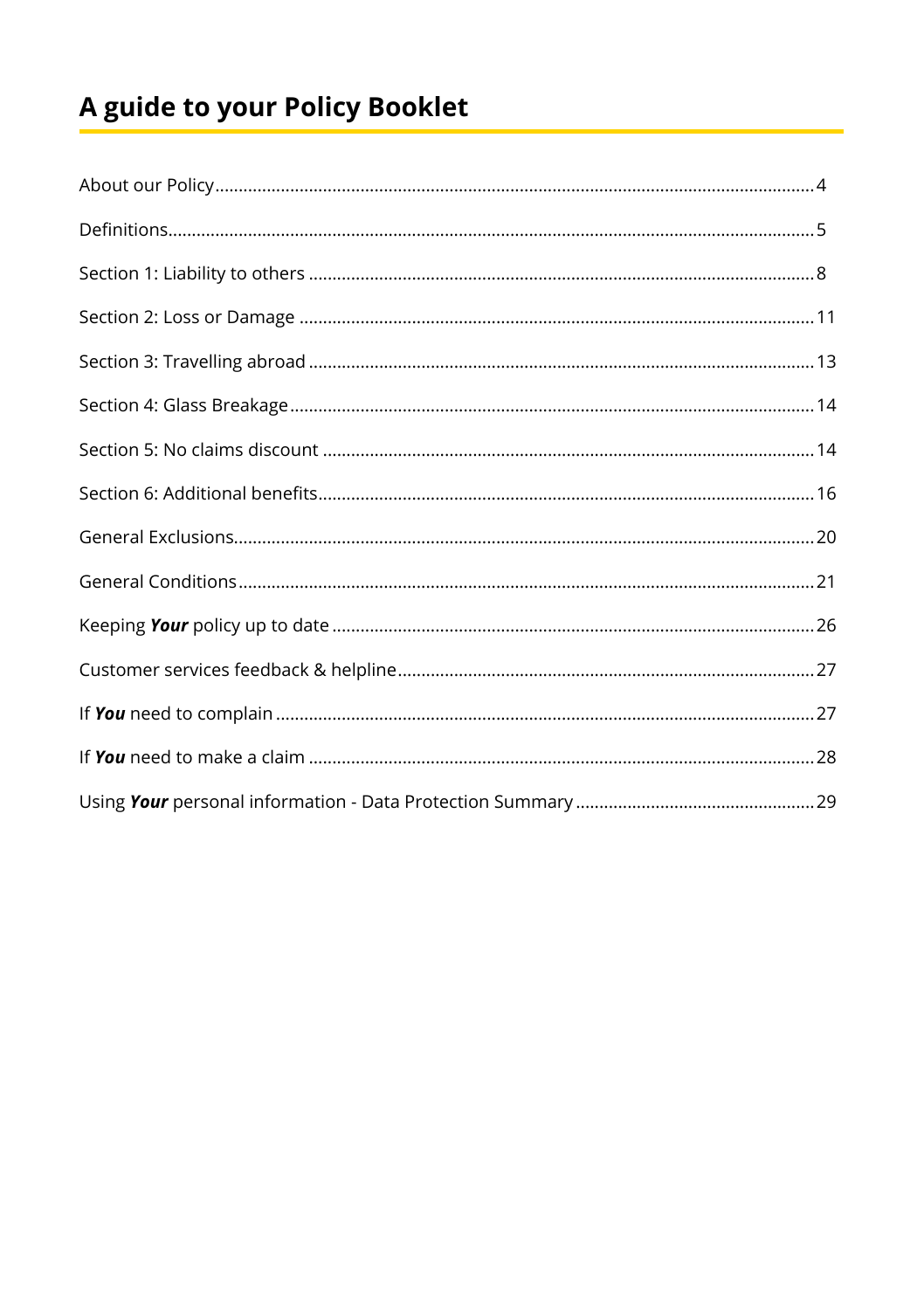# A guide to your Policy Booklet

| | |
|---|---|
| About our Policy | 4 |
| Definitions | 5 |
| Section 1: Liability to others | 8 |
| Section 2: Loss or Damage | 11 |
| Section 3: Travelling abroad | 13 |
| Section 4: Glass Breakage | 14 |
| Section 5: No claims discount | 14 |
| Section 6: Additional benefits | 16 |
| General Exclusions | 20 |
| General Conditions | 21 |
| Keeping ***Your*** policy up to date | 26 |
| Customer services feedback & helpline | 27 |
| If ***You*** need to complain | 27 |
| If ***You*** need to make a claim | 28 |
| Using ***Your*** personal information - Data Protection Summary | 29 |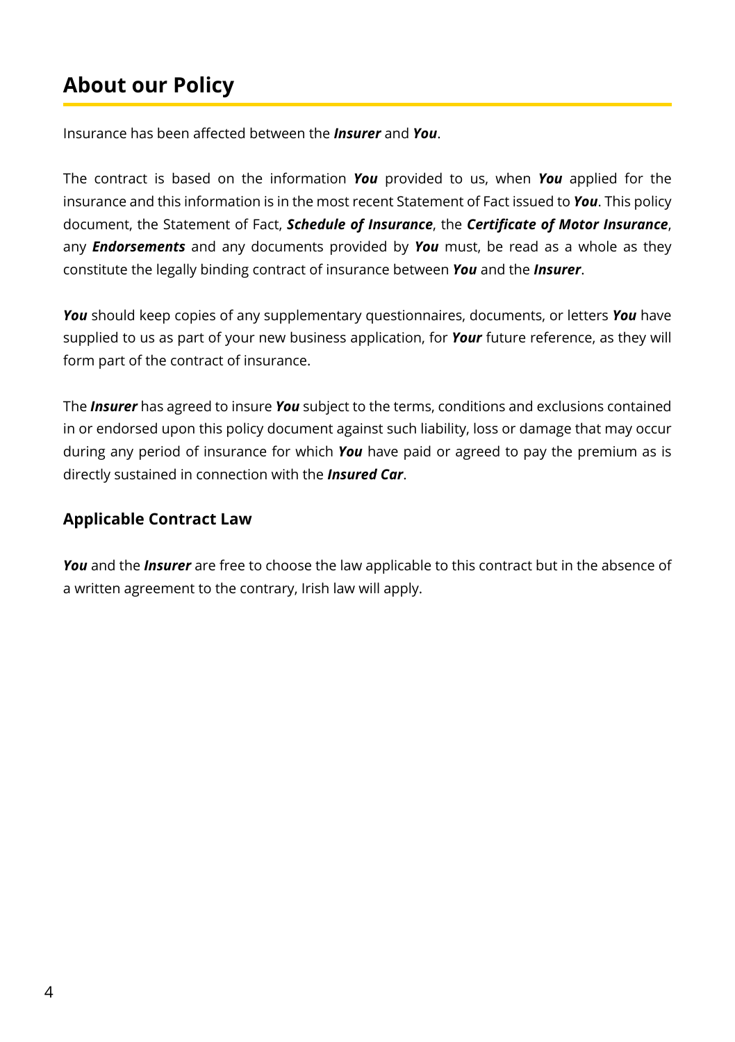# About our Policy

Insurance has been affected between the ***Insurer*** and ***You***.

The contract is based on the information ***You*** provided to us, when ***You*** applied for the insurance and this information is in the most recent Statement of Fact issued to ***You***. This policy document, the Statement of Fact, ***Schedule of Insurance***, the ***Certificate of Motor Insurance***, any ***Endorsements*** and any documents provided by ***You*** must, be read as a whole as they constitute the legally binding contract of insurance between ***You*** and the ***Insurer***.

***You*** should keep copies of any supplementary questionnaires, documents, or letters ***You*** have supplied to us as part of your new business application, for ***Your*** future reference, as they will form part of the contract of insurance.

The ***Insurer*** has agreed to insure ***You*** subject to the terms, conditions and exclusions contained in or endorsed upon this policy document against such liability, loss or damage that may occur during any period of insurance for which ***You*** have paid or agreed to pay the premium as is directly sustained in connection with the ***Insured Car***.

### Applicable Contract Law

***You*** and the ***Insurer*** are free to choose the law applicable to this contract but in the absence of a written agreement to the contrary, Irish law will apply.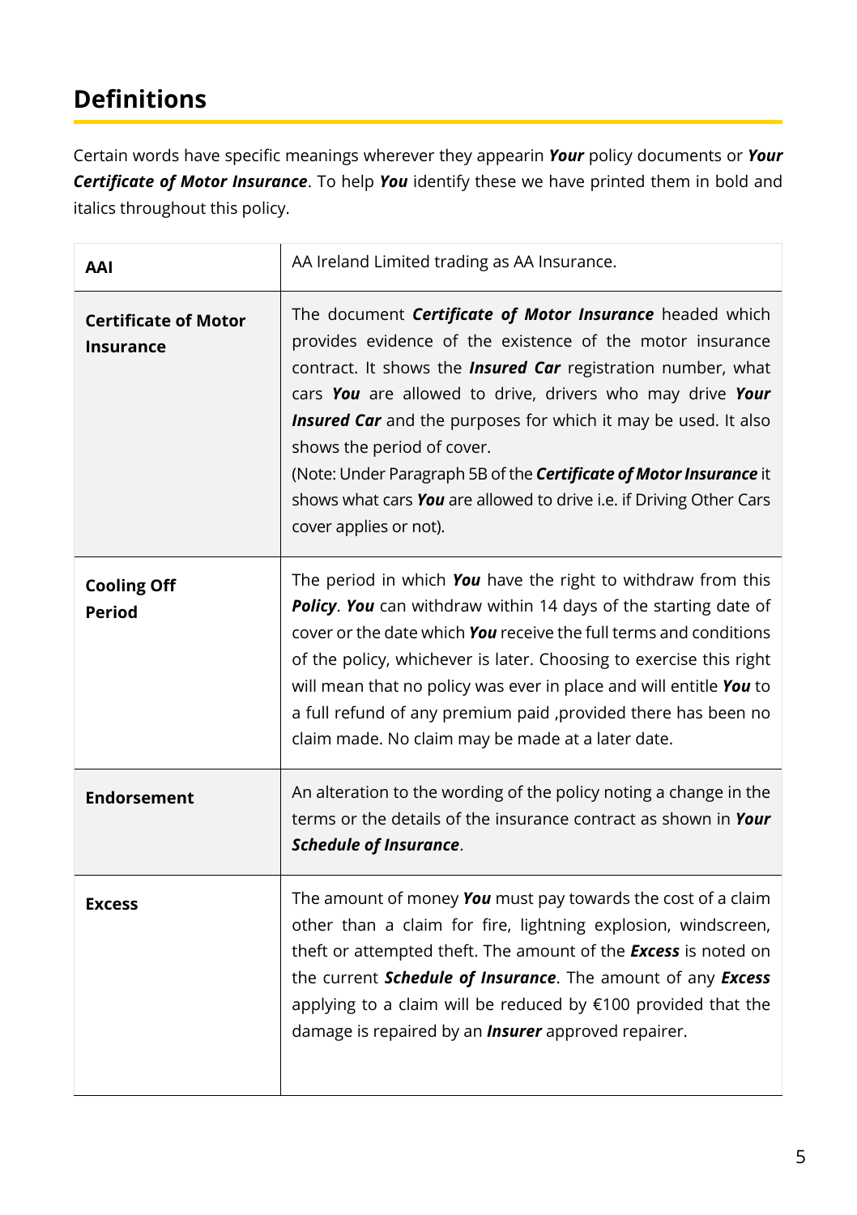## Definitions

Certain words have specific meanings wherever they appearin ***Your*** policy documents or ***Your Certificate of Motor Insurance***. To help ***You*** identify these we have printed them in bold and italics throughout this policy.

| | |
|---|---|
| **AAI** | AA Ireland Limited trading as AA Insurance. |
| **Certificate of Motor Insurance** | The document ***Certificate of Motor Insurance*** headed which provides evidence of the existence of the motor insurance contract. It shows the ***Insured Car*** registration number, what cars ***You*** are allowed to drive, drivers who may drive ***Your Insured Car*** and the purposes for which it may be used. It also shows the period of cover.<br>(Note: Under Paragraph 5B of the ***Certificate of Motor Insurance*** it shows what cars ***You*** are allowed to drive i.e. if Driving Other Cars cover applies or not). |
| **Cooling Off Period** | The period in which ***You*** have the right to withdraw from this ***Policy***. ***You*** can withdraw within 14 days of the starting date of cover or the date which ***You*** receive the full terms and conditions of the policy, whichever is later. Choosing to exercise this right will mean that no policy was ever in place and will entitle ***You*** to a full refund of any premium paid ,provided there has been no claim made. No claim may be made at a later date. |
| **Endorsement** | An alteration to the wording of the policy noting a change in the terms or the details of the insurance contract as shown in ***Your Schedule of Insurance***. |
| **Excess** | The amount of money ***You*** must pay towards the cost of a claim other than a claim for fire, lightning explosion, windscreen, theft or attempted theft. The amount of the ***Excess*** is noted on the current ***Schedule of Insurance***. The amount of any ***Excess*** applying to a claim will be reduced by €100 provided that the damage is repaired by an ***Insurer*** approved repairer. |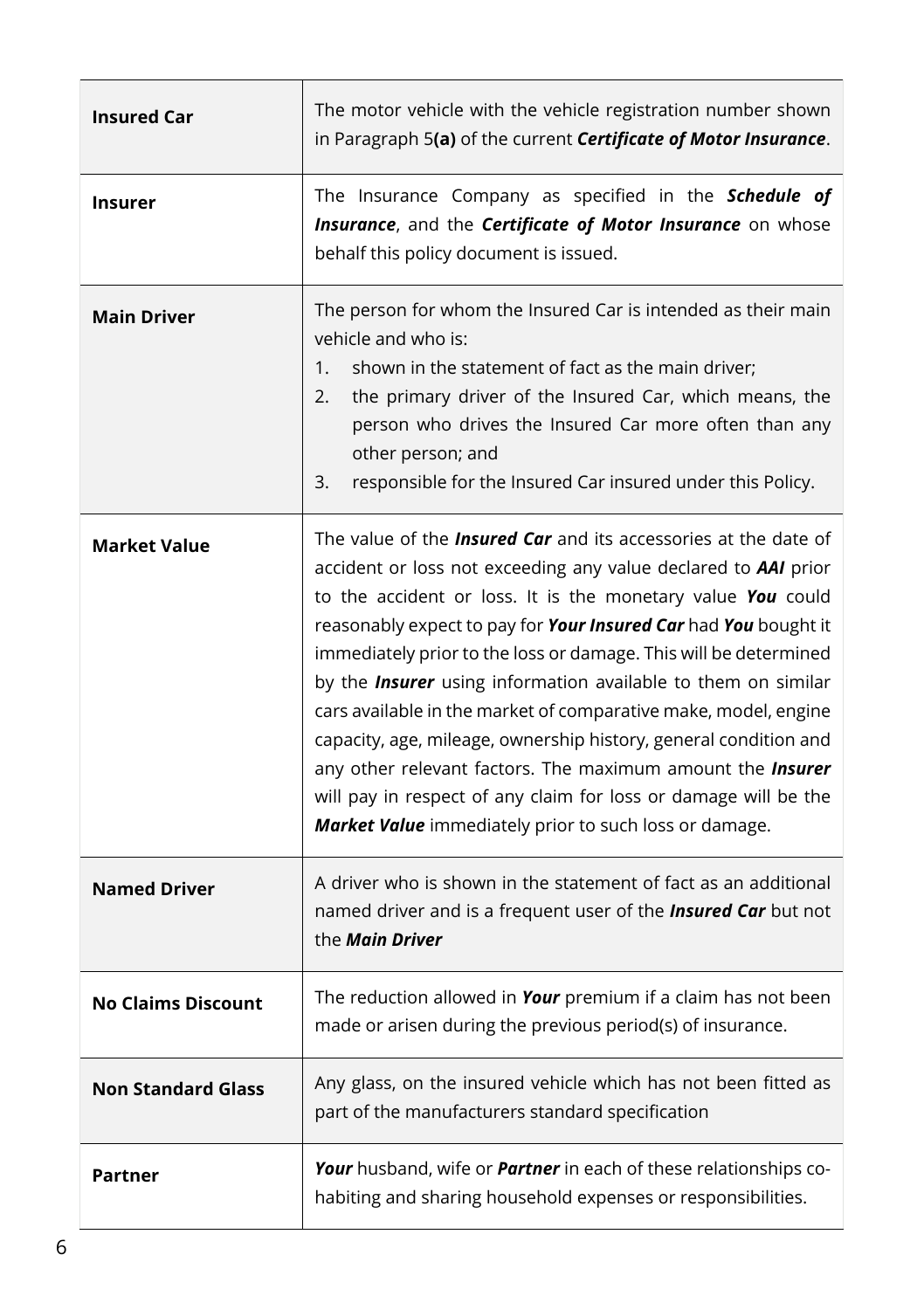| | |
|---|---|
| **Insured Car** | The motor vehicle with the vehicle registration number shown in Paragraph 5**(a)** of the current ***Certificate of Motor Insurance***. |
| **Insurer** | The Insurance Company as specified in the ***Schedule of Insurance***, and the ***Certificate of Motor Insurance*** on whose behalf this policy document is issued. |
| **Main Driver** | The person for whom the Insured Car is intended as their main vehicle and who is:<br>1. shown in the statement of fact as the main driver;<br>2. the primary driver of the Insured Car, which means, the person who drives the Insured Car more often than any other person; and<br>3. responsible for the Insured Car insured under this Policy. |
| **Market Value** | The value of the ***Insured Car*** and its accessories at the date of accident or loss not exceeding any value declared to ***AAI*** prior to the accident or loss. It is the monetary value ***You*** could reasonably expect to pay for ***Your Insured Car*** had ***You*** bought it immediately prior to the loss or damage. This will be determined by the ***Insurer*** using information available to them on similar cars available in the market of comparative make, model, engine capacity, age, mileage, ownership history, general condition and any other relevant factors. The maximum amount the ***Insurer*** will pay in respect of any claim for loss or damage will be the ***Market Value*** immediately prior to such loss or damage. |
| **Named Driver** | A driver who is shown in the statement of fact as an additional named driver and is a frequent user of the ***Insured Car*** but not the ***Main Driver*** |
| **No Claims Discount** | The reduction allowed in ***Your*** premium if a claim has not been made or arisen during the previous period(s) of insurance. |
| **Non Standard Glass** | Any glass, on the insured vehicle which has not been fitted as part of the manufacturers standard specification |
| **Partner** | ***Your*** husband, wife or ***Partner*** in each of these relationships co-habiting and sharing household expenses or responsibilities. |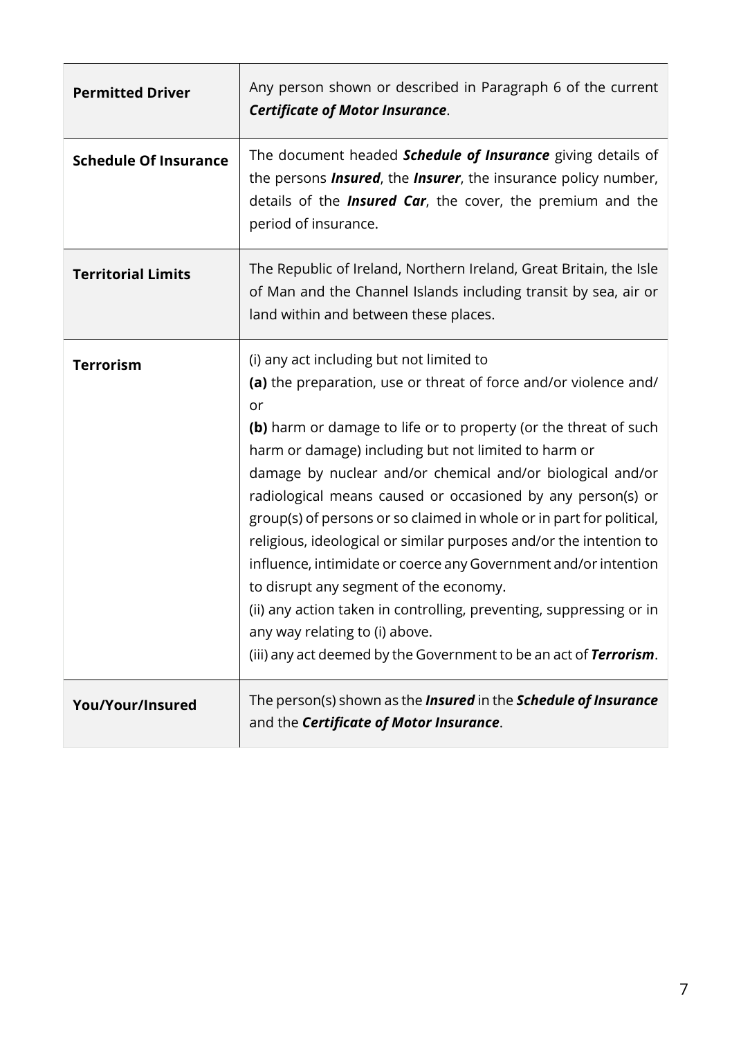| | |
|---|---|
| **Permitted Driver** | Any person shown or described in Paragraph 6 of the current ***Certificate of Motor Insurance***. |
| **Schedule Of Insurance** | The document headed ***Schedule of Insurance*** giving details of the persons ***Insured***, the ***Insurer***, the insurance policy number, details of the ***Insured Car***, the cover, the premium and the period of insurance. |
| **Territorial Limits** | The Republic of Ireland, Northern Ireland, Great Britain, the Isle of Man and the Channel Islands including transit by sea, air or land within and between these places. |
| **Terrorism** | (i) any act including but not limited to<br>**(a)** the preparation, use or threat of force and/or violence and/or<br>**(b)** harm or damage to life or to property (or the threat of such harm or damage) including but not limited to harm or damage by nuclear and/or chemical and/or biological and/or radiological means caused or occasioned by any person(s) or group(s) of persons or so claimed in whole or in part for political, religious, ideological or similar purposes and/or the intention to influence, intimidate or coerce any Government and/or intention to disrupt any segment of the economy.<br>(ii) any action taken in controlling, preventing, suppressing or in any way relating to (i) above.<br>(iii) any act deemed by the Government to be an act of ***Terrorism***. |
| **You/Your/Insured** | The person(s) shown as the ***Insured*** in the ***Schedule of Insurance*** and the ***Certificate of Motor Insurance***. |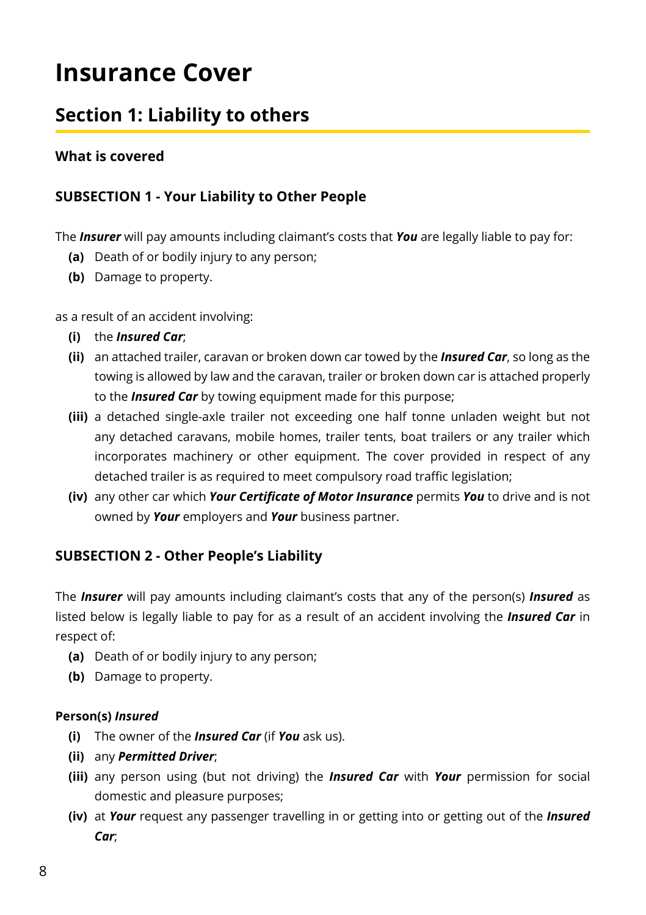# Insurance Cover

## Section 1: Liability to others

### What is covered

### SUBSECTION 1 - Your Liability to Other People

The ***Insurer*** will pay amounts including claimant's costs that ***You*** are legally liable to pay for:

- **(a)** Death of or bodily injury to any person;
- **(b)** Damage to property.

as a result of an accident involving:

- **(i)** the ***Insured Car***;
- **(ii)** an attached trailer, caravan or broken down car towed by the ***Insured Car***, so long as the towing is allowed by law and the caravan, trailer or broken down car is attached properly to the ***Insured Car*** by towing equipment made for this purpose;
- **(iii)** a detached single-axle trailer not exceeding one half tonne unladen weight but not any detached caravans, mobile homes, trailer tents, boat trailers or any trailer which incorporates machinery or other equipment. The cover provided in respect of any detached trailer is as required to meet compulsory road traffic legislation;
- **(iv)** any other car which ***Your Certificate of Motor Insurance*** permits ***You*** to drive and is not owned by ***Your*** employers and ***Your*** business partner.

### SUBSECTION 2 - Other People's Liability

The ***Insurer*** will pay amounts including claimant's costs that any of the person(s) ***Insured*** as listed below is legally liable to pay for as a result of an accident involving the ***Insured Car*** in respect of:

- **(a)** Death of or bodily injury to any person;
- **(b)** Damage to property.

**Person(s) *Insured***

- **(i)** The owner of the ***Insured Car*** (if ***You*** ask us).
- **(ii)** any ***Permitted Driver***;
- **(iii)** any person using (but not driving) the ***Insured Car*** with ***Your*** permission for social domestic and pleasure purposes;
- **(iv)** at ***Your*** request any passenger travelling in or getting into or getting out of the ***Insured Car***;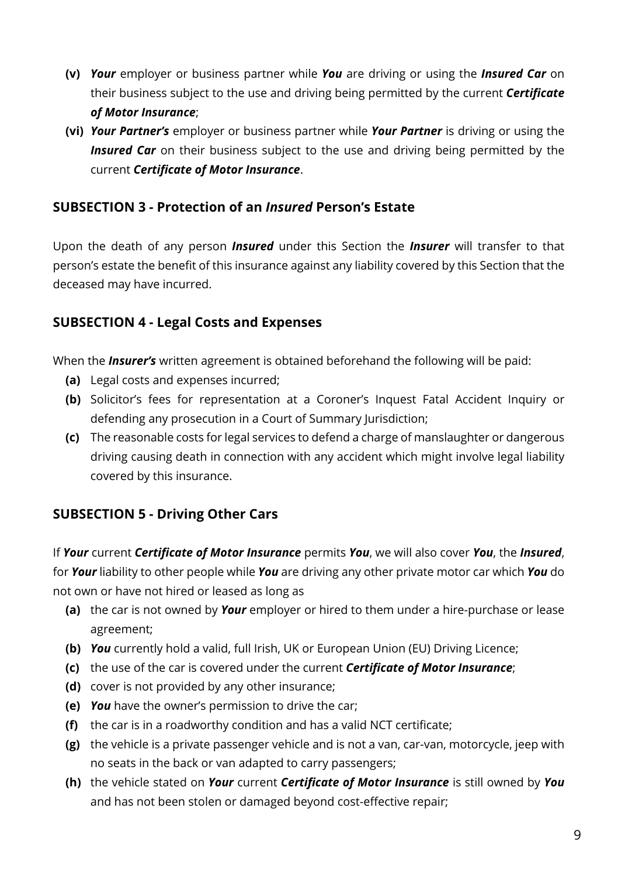- **(v)** ***Your*** employer or business partner while ***You*** are driving or using the ***Insured Car*** on their business subject to the use and driving being permitted by the current ***Certificate of Motor Insurance***;
- **(vi)** ***Your Partner's*** employer or business partner while ***Your Partner*** is driving or using the ***Insured Car*** on their business subject to the use and driving being permitted by the current ***Certificate of Motor Insurance***.

## SUBSECTION 3 - Protection of an *Insured* Person's Estate

Upon the death of any person ***Insured*** under this Section the ***Insurer*** will transfer to that person's estate the benefit of this insurance against any liability covered by this Section that the deceased may have incurred.

## SUBSECTION 4 - Legal Costs and Expenses

When the ***Insurer's*** written agreement is obtained beforehand the following will be paid:

- **(a)** Legal costs and expenses incurred;
- **(b)** Solicitor's fees for representation at a Coroner's Inquest Fatal Accident Inquiry or defending any prosecution in a Court of Summary Jurisdiction;
- **(c)** The reasonable costs for legal services to defend a charge of manslaughter or dangerous driving causing death in connection with any accident which might involve legal liability covered by this insurance.

## SUBSECTION 5 - Driving Other Cars

If ***Your*** current ***Certificate of Motor Insurance*** permits ***You***, we will also cover ***You***, the ***Insured***, for ***Your*** liability to other people while ***You*** are driving any other private motor car which ***You*** do not own or have not hired or leased as long as

- **(a)** the car is not owned by ***Your*** employer or hired to them under a hire-purchase or lease agreement;
- **(b)** ***You*** currently hold a valid, full Irish, UK or European Union (EU) Driving Licence;
- **(c)** the use of the car is covered under the current ***Certificate of Motor Insurance***;
- **(d)** cover is not provided by any other insurance;
- **(e)** ***You*** have the owner's permission to drive the car;
- **(f)** the car is in a roadworthy condition and has a valid NCT certificate;
- **(g)** the vehicle is a private passenger vehicle and is not a van, car-van, motorcycle, jeep with no seats in the back or van adapted to carry passengers;
- **(h)** the vehicle stated on ***Your*** current ***Certificate of Motor Insurance*** is still owned by ***You*** and has not been stolen or damaged beyond cost-effective repair;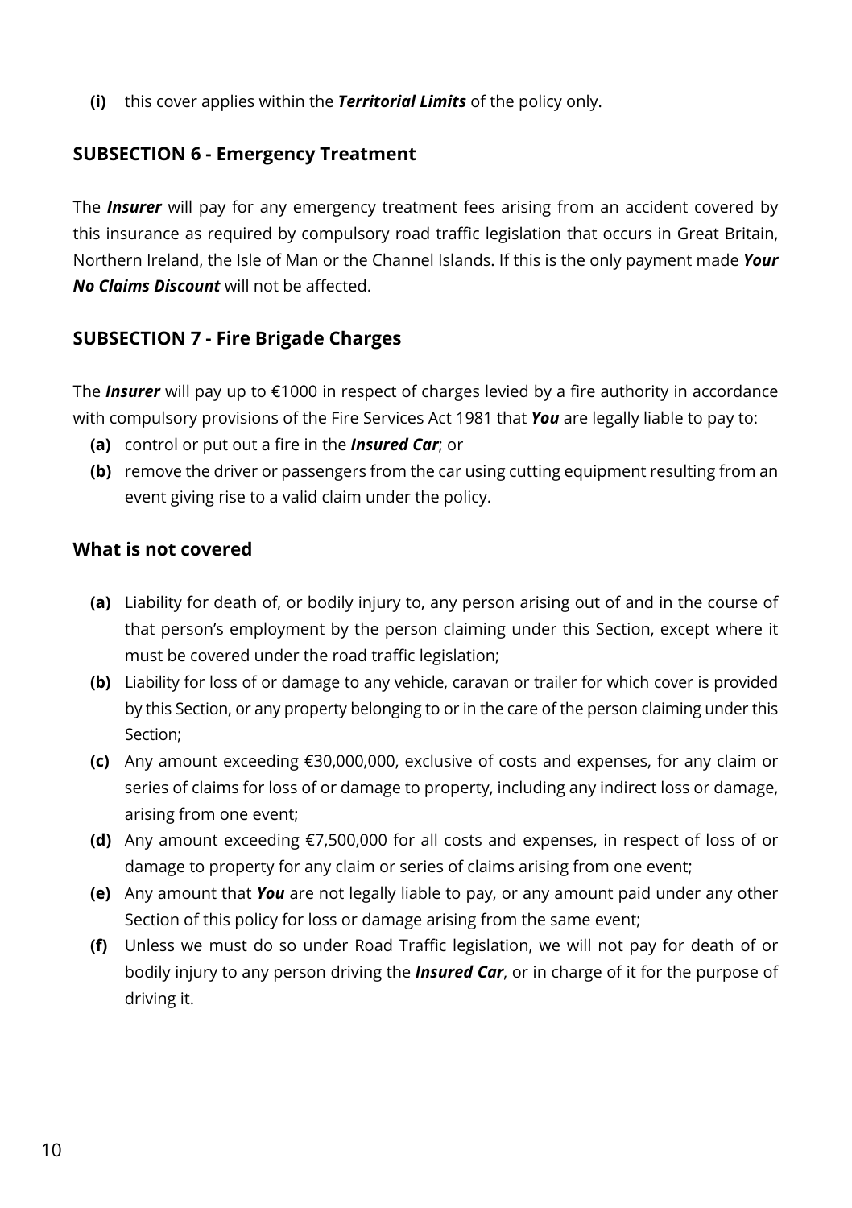**(i)** this cover applies within the ***Territorial Limits*** of the policy only.

## SUBSECTION 6 - Emergency Treatment

The ***Insurer*** will pay for any emergency treatment fees arising from an accident covered by this insurance as required by compulsory road traffic legislation that occurs in Great Britain, Northern Ireland, the Isle of Man or the Channel Islands. If this is the only payment made ***Your No Claims Discount*** will not be affected.

## SUBSECTION 7 - Fire Brigade Charges

The ***Insurer*** will pay up to €1000 in respect of charges levied by a fire authority in accordance with compulsory provisions of the Fire Services Act 1981 that ***You*** are legally liable to pay to:

- **(a)** control or put out a fire in the ***Insured Car***; or
- **(b)** remove the driver or passengers from the car using cutting equipment resulting from an event giving rise to a valid claim under the policy.

## What is not covered

- **(a)** Liability for death of, or bodily injury to, any person arising out of and in the course of that person's employment by the person claiming under this Section, except where it must be covered under the road traffic legislation;
- **(b)** Liability for loss of or damage to any vehicle, caravan or trailer for which cover is provided by this Section, or any property belonging to or in the care of the person claiming under this Section;
- **(c)** Any amount exceeding €30,000,000, exclusive of costs and expenses, for any claim or series of claims for loss of or damage to property, including any indirect loss or damage, arising from one event;
- **(d)** Any amount exceeding €7,500,000 for all costs and expenses, in respect of loss of or damage to property for any claim or series of claims arising from one event;
- **(e)** Any amount that ***You*** are not legally liable to pay, or any amount paid under any other Section of this policy for loss or damage arising from the same event;
- **(f)** Unless we must do so under Road Traffic legislation, we will not pay for death of or bodily injury to any person driving the ***Insured Car***, or in charge of it for the purpose of driving it.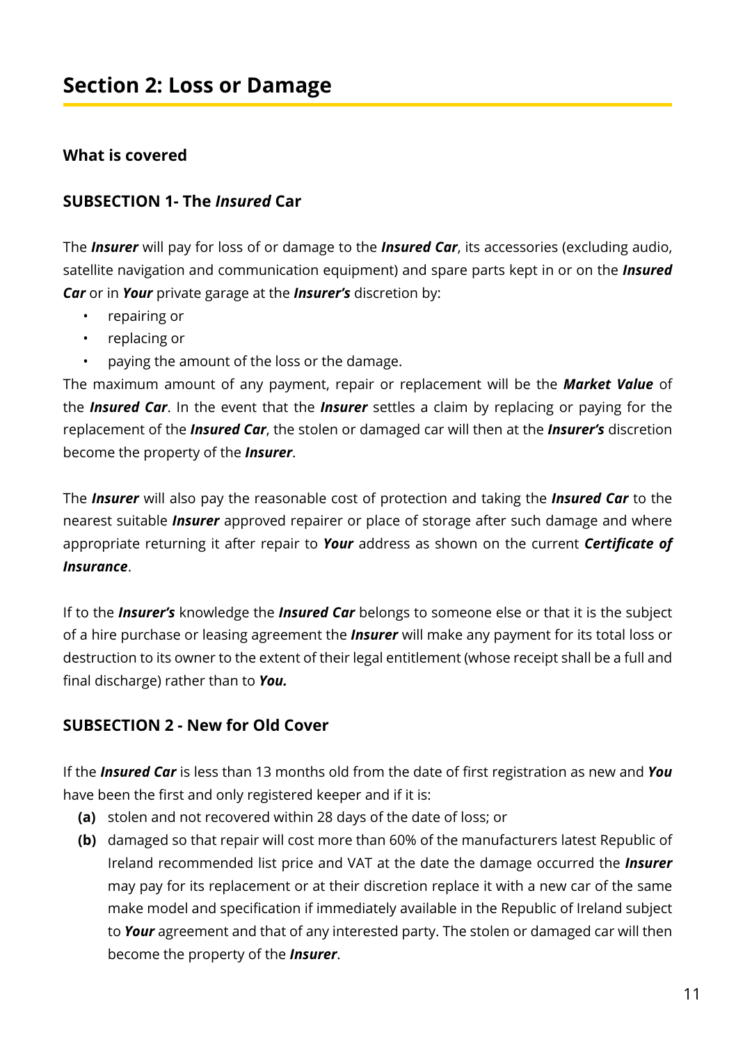# Section 2: Loss or Damage

## What is covered

### SUBSECTION 1- The *Insured* Car

The ***Insurer*** will pay for loss of or damage to the ***Insured Car***, its accessories (excluding audio, satellite navigation and communication equipment) and spare parts kept in or on the ***Insured Car*** or in ***Your*** private garage at the ***Insurer's*** discretion by:

- repairing or
- replacing or
- paying the amount of the loss or the damage.

The maximum amount of any payment, repair or replacement will be the ***Market Value*** of the ***Insured Car***. In the event that the ***Insurer*** settles a claim by replacing or paying for the replacement of the ***Insured Car***, the stolen or damaged car will then at the ***Insurer's*** discretion become the property of the ***Insurer***.

The ***Insurer*** will also pay the reasonable cost of protection and taking the ***Insured Car*** to the nearest suitable ***Insurer*** approved repairer or place of storage after such damage and where appropriate returning it after repair to ***Your*** address as shown on the current ***Certificate of Insurance***.

If to the ***Insurer's*** knowledge the ***Insured Car*** belongs to someone else or that it is the subject of a hire purchase or leasing agreement the ***Insurer*** will make any payment for its total loss or destruction to its owner to the extent of their legal entitlement (whose receipt shall be a full and final discharge) rather than to ***You.***

### SUBSECTION 2 - New for Old Cover

If the ***Insured Car*** is less than 13 months old from the date of first registration as new and ***You*** have been the first and only registered keeper and if it is:

- **(a)** stolen and not recovered within 28 days of the date of loss; or
- **(b)** damaged so that repair will cost more than 60% of the manufacturers latest Republic of Ireland recommended list price and VAT at the date the damage occurred the ***Insurer*** may pay for its replacement or at their discretion replace it with a new car of the same make model and specification if immediately available in the Republic of Ireland subject to ***Your*** agreement and that of any interested party. The stolen or damaged car will then become the property of the ***Insurer***.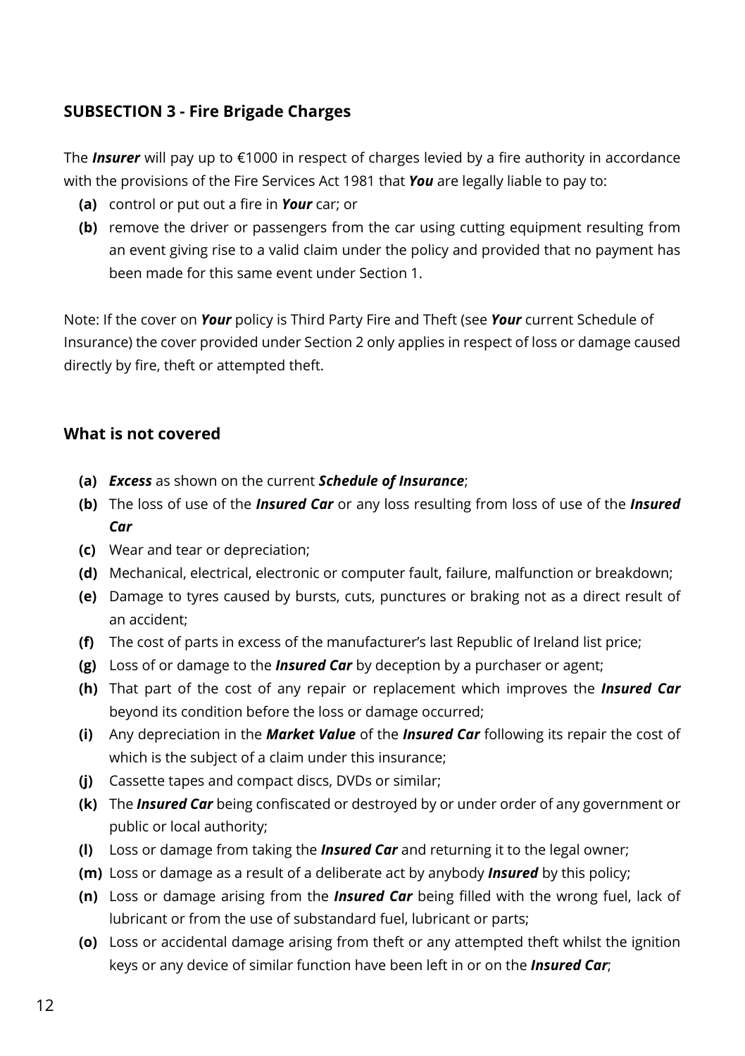### SUBSECTION 3 - Fire Brigade Charges

The ***Insurer*** will pay up to €1000 in respect of charges levied by a fire authority in accordance with the provisions of the Fire Services Act 1981 that ***You*** are legally liable to pay to:

- **(a)** control or put out a fire in ***Your*** car; or
- **(b)** remove the driver or passengers from the car using cutting equipment resulting from an event giving rise to a valid claim under the policy and provided that no payment has been made for this same event under Section 1.

Note: If the cover on ***Your*** policy is Third Party Fire and Theft (see ***Your*** current Schedule of Insurance) the cover provided under Section 2 only applies in respect of loss or damage caused directly by fire, theft or attempted theft.

### What is not covered

- **(a)** ***Excess*** as shown on the current ***Schedule of Insurance***;
- **(b)** The loss of use of the ***Insured Car*** or any loss resulting from loss of use of the ***Insured Car***
- **(c)** Wear and tear or depreciation;
- **(d)** Mechanical, electrical, electronic or computer fault, failure, malfunction or breakdown;
- **(e)** Damage to tyres caused by bursts, cuts, punctures or braking not as a direct result of an accident;
- **(f)** The cost of parts in excess of the manufacturer's last Republic of Ireland list price;
- **(g)** Loss of or damage to the ***Insured Car*** by deception by a purchaser or agent;
- **(h)** That part of the cost of any repair or replacement which improves the ***Insured Car*** beyond its condition before the loss or damage occurred;
- **(i)** Any depreciation in the ***Market Value*** of the ***Insured Car*** following its repair the cost of which is the subject of a claim under this insurance;
- **(j)** Cassette tapes and compact discs, DVDs or similar;
- **(k)** The ***Insured Car*** being confiscated or destroyed by or under order of any government or public or local authority;
- **(l)** Loss or damage from taking the ***Insured Car*** and returning it to the legal owner;
- **(m)** Loss or damage as a result of a deliberate act by anybody ***Insured*** by this policy;
- **(n)** Loss or damage arising from the ***Insured Car*** being filled with the wrong fuel, lack of lubricant or from the use of substandard fuel, lubricant or parts;
- **(o)** Loss or accidental damage arising from theft or any attempted theft whilst the ignition keys or any device of similar function have been left in or on the ***Insured Car***;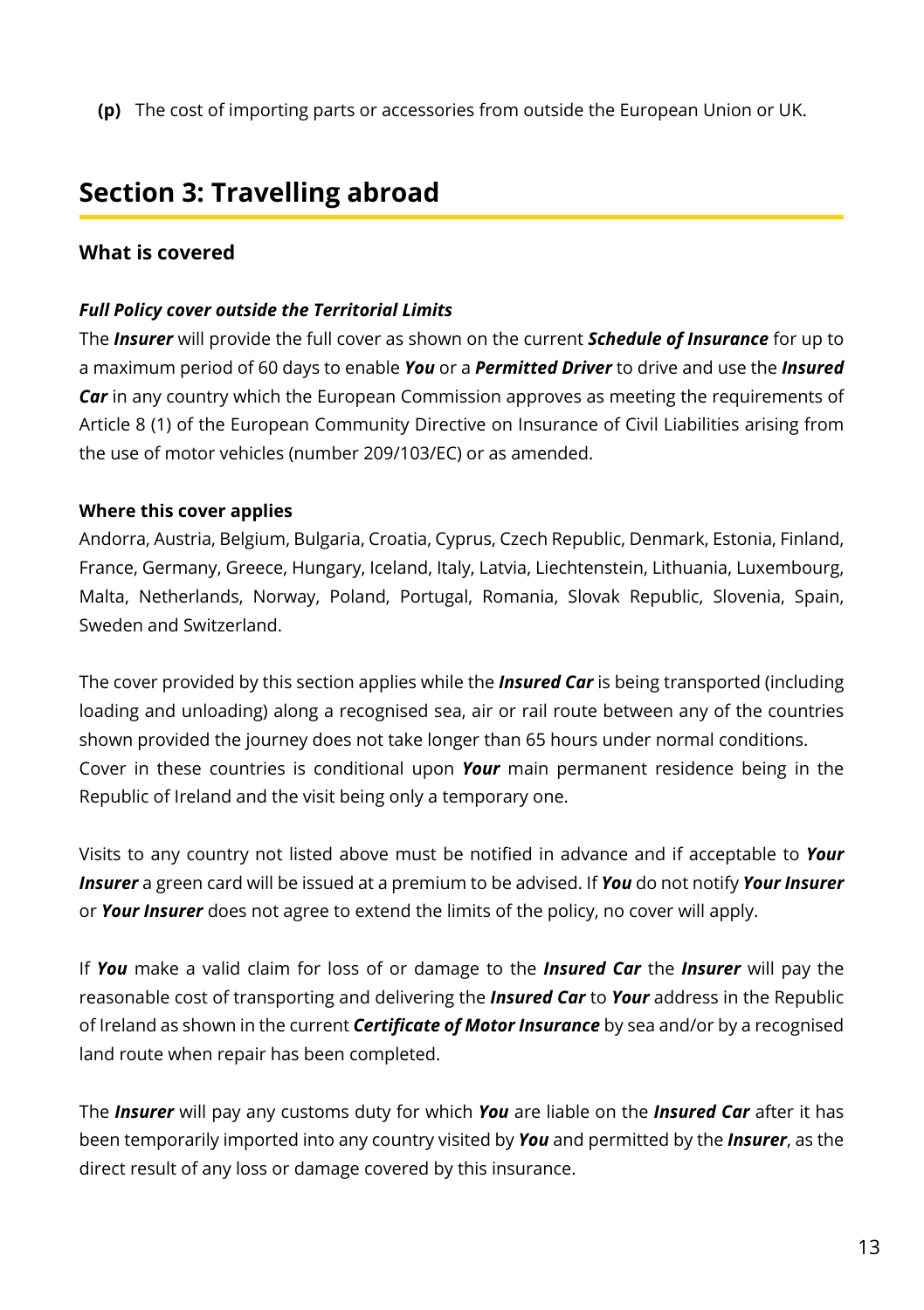**(p)** The cost of importing parts or accessories from outside the European Union or UK.

## Section 3: Travelling abroad

### What is covered

***Full Policy cover outside the Territorial Limits***

The ***Insurer*** will provide the full cover as shown on the current ***Schedule of Insurance*** for up to a maximum period of 60 days to enable ***You*** or a ***Permitted Driver*** to drive and use the ***Insured Car*** in any country which the European Commission approves as meeting the requirements of Article 8 (1) of the European Community Directive on Insurance of Civil Liabilities arising from the use of motor vehicles (number 209/103/EC) or as amended.

**Where this cover applies**

Andorra, Austria, Belgium, Bulgaria, Croatia, Cyprus, Czech Republic, Denmark, Estonia, Finland, France, Germany, Greece, Hungary, Iceland, Italy, Latvia, Liechtenstein, Lithuania, Luxembourg, Malta, Netherlands, Norway, Poland, Portugal, Romania, Slovak Republic, Slovenia, Spain, Sweden and Switzerland.

The cover provided by this section applies while the ***Insured Car*** is being transported (including loading and unloading) along a recognised sea, air or rail route between any of the countries shown provided the journey does not take longer than 65 hours under normal conditions.
Cover in these countries is conditional upon ***Your*** main permanent residence being in the Republic of Ireland and the visit being only a temporary one.

Visits to any country not listed above must be notified in advance and if acceptable to ***Your Insurer*** a green card will be issued at a premium to be advised. If ***You*** do not notify ***Your Insurer*** or ***Your Insurer*** does not agree to extend the limits of the policy, no cover will apply.

If ***You*** make a valid claim for loss of or damage to the ***Insured Car*** the ***Insurer*** will pay the reasonable cost of transporting and delivering the ***Insured Car*** to ***Your*** address in the Republic of Ireland as shown in the current ***Certificate of Motor Insurance*** by sea and/or by a recognised land route when repair has been completed.

The ***Insurer*** will pay any customs duty for which ***You*** are liable on the ***Insured Car*** after it has been temporarily imported into any country visited by ***You*** and permitted by the ***Insurer***, as the direct result of any loss or damage covered by this insurance.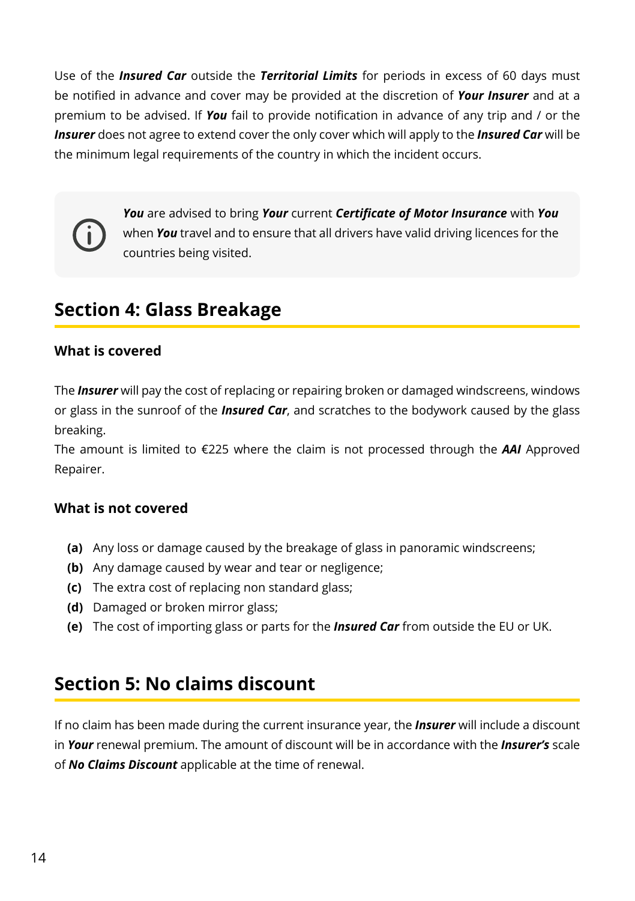Use of the ***Insured Car*** outside the ***Territorial Limits*** for periods in excess of 60 days must be notified in advance and cover may be provided at the discretion of ***Your Insurer*** and at a premium to be advised. If ***You*** fail to provide notification in advance of any trip and / or the ***Insurer*** does not agree to extend cover the only cover which will apply to the ***Insured Car*** will be the minimum legal requirements of the country in which the incident occurs.

> ***You*** are advised to bring ***Your*** current ***Certificate of Motor Insurance*** with ***You*** when ***You*** travel and to ensure that all drivers have valid driving licences for the countries being visited.

## Section 4: Glass Breakage

### What is covered

The ***Insurer*** will pay the cost of replacing or repairing broken or damaged windscreens, windows or glass in the sunroof of the ***Insured Car***, and scratches to the bodywork caused by the glass breaking.
The amount is limited to €225 where the claim is not processed through the ***AAI*** Approved Repairer.

### What is not covered

- **(a)** Any loss or damage caused by the breakage of glass in panoramic windscreens;
- **(b)** Any damage caused by wear and tear or negligence;
- **(c)** The extra cost of replacing non standard glass;
- **(d)** Damaged or broken mirror glass;
- **(e)** The cost of importing glass or parts for the ***Insured Car*** from outside the EU or UK.

## Section 5: No claims discount

If no claim has been made during the current insurance year, the ***Insurer*** will include a discount in ***Your*** renewal premium. The amount of discount will be in accordance with the ***Insurer's*** scale of ***No Claims Discount*** applicable at the time of renewal.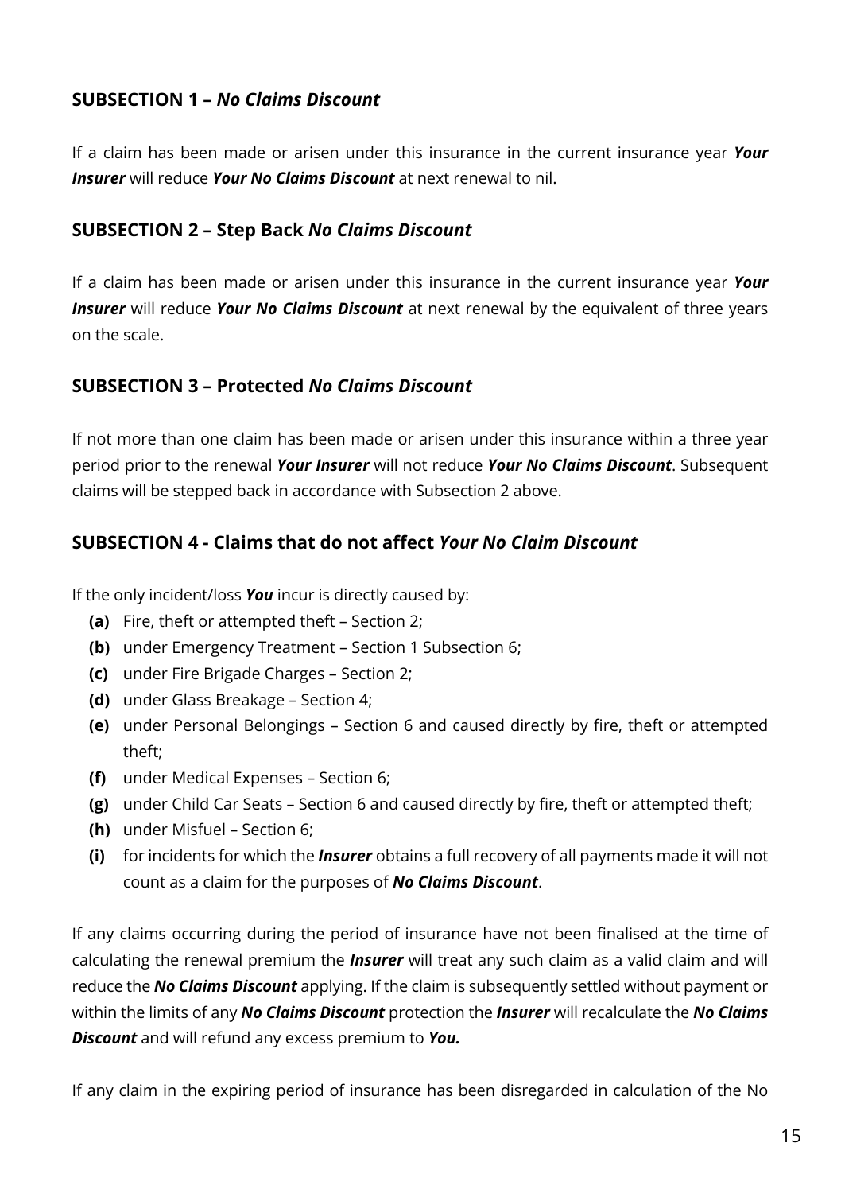### SUBSECTION 1 – *No Claims Discount*

If a claim has been made or arisen under this insurance in the current insurance year ***Your Insurer*** will reduce ***Your No Claims Discount*** at next renewal to nil.

### SUBSECTION 2 – Step Back *No Claims Discount*

If a claim has been made or arisen under this insurance in the current insurance year ***Your Insurer*** will reduce ***Your No Claims Discount*** at next renewal by the equivalent of three years on the scale.

### SUBSECTION 3 – Protected *No Claims Discount*

If not more than one claim has been made or arisen under this insurance within a three year period prior to the renewal ***Your Insurer*** will not reduce ***Your No Claims Discount***. Subsequent claims will be stepped back in accordance with Subsection 2 above.

### SUBSECTION 4 - Claims that do not affect *Your No Claim Discount*

If the only incident/loss ***You*** incur is directly caused by:

- **(a)** Fire, theft or attempted theft – Section 2;
- **(b)** under Emergency Treatment – Section 1 Subsection 6;
- **(c)** under Fire Brigade Charges – Section 2;
- **(d)** under Glass Breakage – Section 4;
- **(e)** under Personal Belongings – Section 6 and caused directly by fire, theft or attempted theft;
- **(f)** under Medical Expenses – Section 6;
- **(g)** under Child Car Seats – Section 6 and caused directly by fire, theft or attempted theft;
- **(h)** under Misfuel – Section 6;
- **(i)** for incidents for which the ***Insurer*** obtains a full recovery of all payments made it will not count as a claim for the purposes of ***No Claims Discount***.

If any claims occurring during the period of insurance have not been finalised at the time of calculating the renewal premium the ***Insurer*** will treat any such claim as a valid claim and will reduce the ***No Claims Discount*** applying. If the claim is subsequently settled without payment or within the limits of any ***No Claims Discount*** protection the ***Insurer*** will recalculate the ***No Claims Discount*** and will refund any excess premium to ***You.***

If any claim in the expiring period of insurance has been disregarded in calculation of the No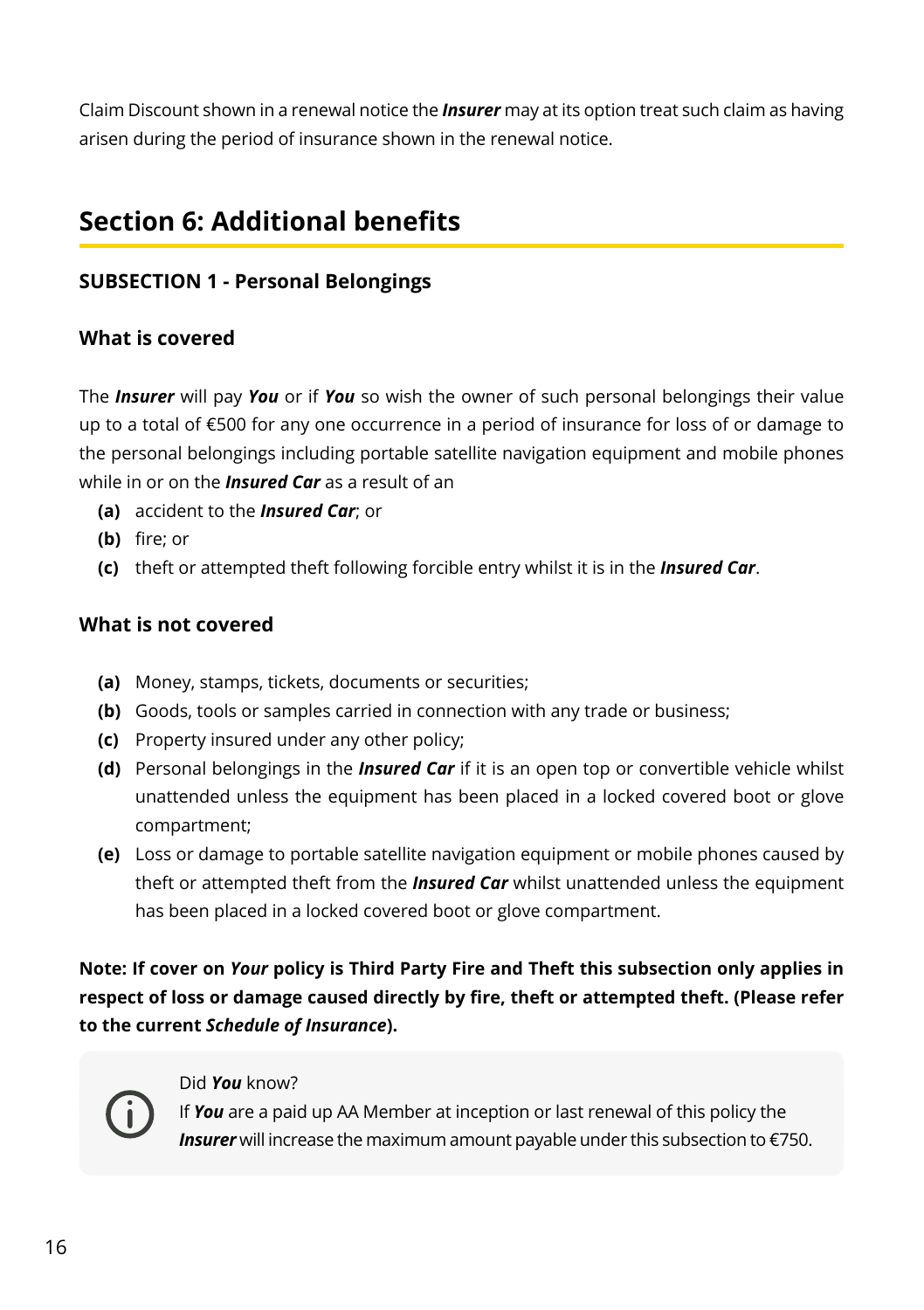Claim Discount shown in a renewal notice the ***Insurer*** may at its option treat such claim as having arisen during the period of insurance shown in the renewal notice.

## Section 6: Additional benefits

### SUBSECTION 1 - Personal Belongings

### What is covered

The ***Insurer*** will pay ***You*** or if ***You*** so wish the owner of such personal belongings their value up to a total of €500 for any one occurrence in a period of insurance for loss of or damage to the personal belongings including portable satellite navigation equipment and mobile phones while in or on the ***Insured Car*** as a result of an

- **(a)** accident to the ***Insured Car***; or
- **(b)** fire; or
- **(c)** theft or attempted theft following forcible entry whilst it is in the ***Insured Car***.

### What is not covered

- **(a)** Money, stamps, tickets, documents or securities;
- **(b)** Goods, tools or samples carried in connection with any trade or business;
- **(c)** Property insured under any other policy;
- **(d)** Personal belongings in the ***Insured Car*** if it is an open top or convertible vehicle whilst unattended unless the equipment has been placed in a locked covered boot or glove compartment;
- **(e)** Loss or damage to portable satellite navigation equipment or mobile phones caused by theft or attempted theft from the ***Insured Car*** whilst unattended unless the equipment has been placed in a locked covered boot or glove compartment.

**Note: If cover on *Your* policy is Third Party Fire and Theft this subsection only applies in respect of loss or damage caused directly by fire, theft or attempted theft. (Please refer to the current *Schedule of Insurance*).**

Did ***You*** know?

If ***You*** are a paid up AA Member at inception or last renewal of this policy the ***Insurer*** will increase the maximum amount payable under this subsection to €750.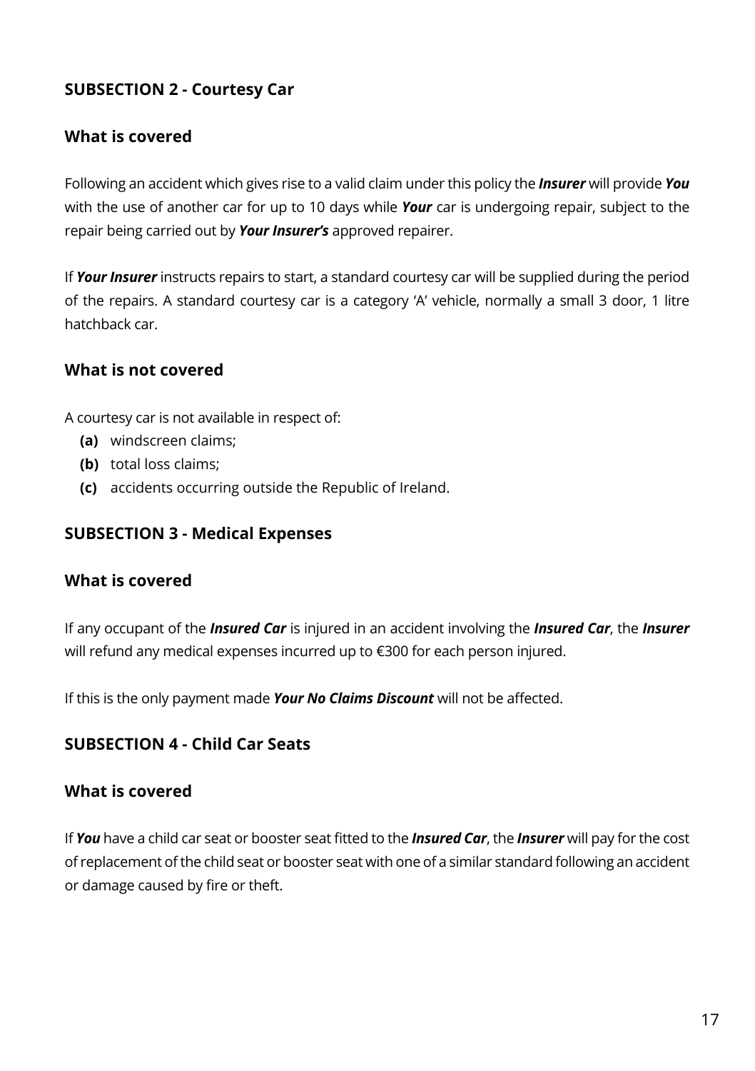### SUBSECTION 2 - Courtesy Car

#### What is covered

Following an accident which gives rise to a valid claim under this policy the ***Insurer*** will provide ***You*** with the use of another car for up to 10 days while ***Your*** car is undergoing repair, subject to the repair being carried out by ***Your Insurer's*** approved repairer.

If ***Your Insurer*** instructs repairs to start, a standard courtesy car will be supplied during the period of the repairs. A standard courtesy car is a category 'A' vehicle, normally a small 3 door, 1 litre hatchback car.

#### What is not covered

A courtesy car is not available in respect of:

- **(a)** windscreen claims;
- **(b)** total loss claims;
- **(c)** accidents occurring outside the Republic of Ireland.

### SUBSECTION 3 - Medical Expenses

#### What is covered

If any occupant of the ***Insured Car*** is injured in an accident involving the ***Insured Car***, the ***Insurer*** will refund any medical expenses incurred up to €300 for each person injured.

If this is the only payment made ***Your No Claims Discount*** will not be affected.

### SUBSECTION 4 - Child Car Seats

#### What is covered

If ***You*** have a child car seat or booster seat fitted to the ***Insured Car***, the ***Insurer*** will pay for the cost of replacement of the child seat or booster seat with one of a similar standard following an accident or damage caused by fire or theft.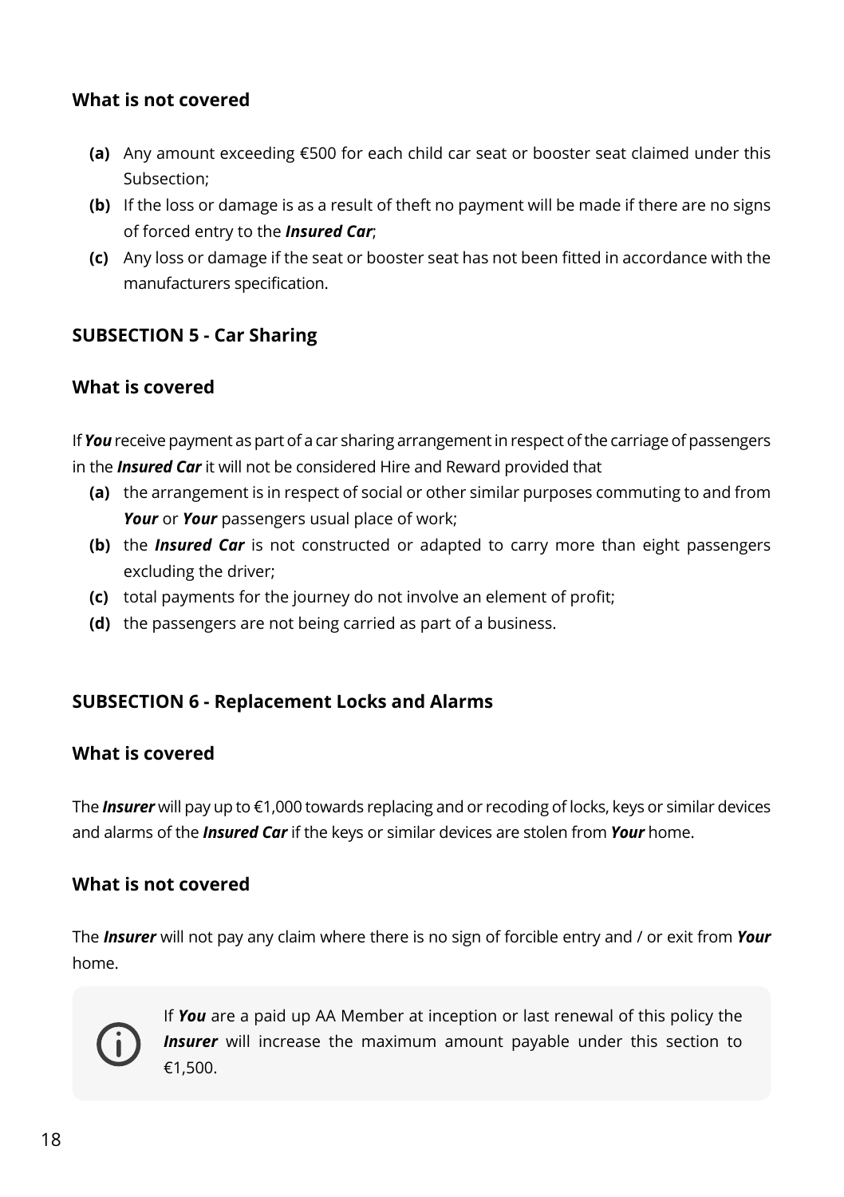### What is not covered

**(a)** Any amount exceeding €500 for each child car seat or booster seat claimed under this Subsection;

**(b)** If the loss or damage is as a result of theft no payment will be made if there are no signs of forced entry to the ***Insured Car***;

**(c)** Any loss or damage if the seat or booster seat has not been fitted in accordance with the manufacturers specification.

## SUBSECTION 5 - Car Sharing

### What is covered

If ***You*** receive payment as part of a car sharing arrangement in respect of the carriage of passengers in the ***Insured Car*** it will not be considered Hire and Reward provided that

**(a)** the arrangement is in respect of social or other similar purposes commuting to and from ***Your*** or ***Your*** passengers usual place of work;

**(b)** the ***Insured Car*** is not constructed or adapted to carry more than eight passengers excluding the driver;

**(c)** total payments for the journey do not involve an element of profit;

**(d)** the passengers are not being carried as part of a business.

## SUBSECTION 6 - Replacement Locks and Alarms

### What is covered

The ***Insurer*** will pay up to €1,000 towards replacing and or recoding of locks, keys or similar devices and alarms of the ***Insured Car*** if the keys or similar devices are stolen from ***Your*** home.

### What is not covered

The ***Insurer*** will not pay any claim where there is no sign of forcible entry and / or exit from ***Your*** home.

If ***You*** are a paid up AA Member at inception or last renewal of this policy the ***Insurer*** will increase the maximum amount payable under this section to €1,500.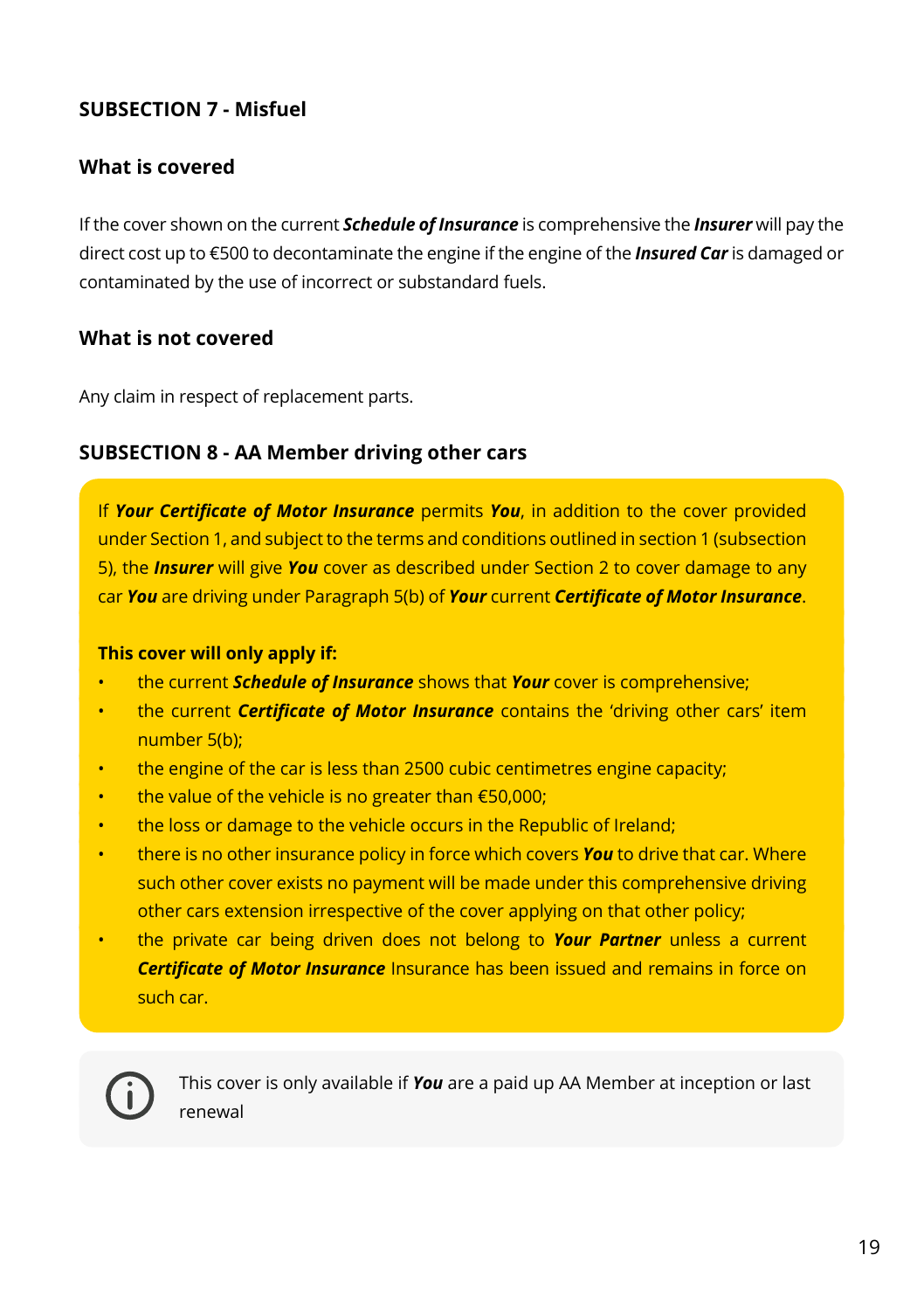## SUBSECTION 7 - Misfuel

### What is covered

If the cover shown on the current ***Schedule of Insurance*** is comprehensive the ***Insurer*** will pay the direct cost up to €500 to decontaminate the engine if the engine of the ***Insured Car*** is damaged or contaminated by the use of incorrect or substandard fuels.

### What is not covered

Any claim in respect of replacement parts.

## SUBSECTION 8 - AA Member driving other cars

If ***Your Certificate of Motor Insurance*** permits ***You***, in addition to the cover provided under Section 1, and subject to the terms and conditions outlined in section 1 (subsection 5), the ***Insurer*** will give ***You*** cover as described under Section 2 to cover damage to any car ***You*** are driving under Paragraph 5(b) of ***Your*** current ***Certificate of Motor Insurance***.

**This cover will only apply if:**

- the current ***Schedule of Insurance*** shows that ***Your*** cover is comprehensive;
- the current ***Certificate of Motor Insurance*** contains the 'driving other cars' item number 5(b);
- the engine of the car is less than 2500 cubic centimetres engine capacity;
- the value of the vehicle is no greater than €50,000;
- the loss or damage to the vehicle occurs in the Republic of Ireland;
- there is no other insurance policy in force which covers ***You*** to drive that car. Where such other cover exists no payment will be made under this comprehensive driving other cars extension irrespective of the cover applying on that other policy;
- the private car being driven does not belong to ***Your Partner*** unless a current ***Certificate of Motor Insurance*** Insurance has been issued and remains in force on such car.

This cover is only available if ***You*** are a paid up AA Member at inception or last renewal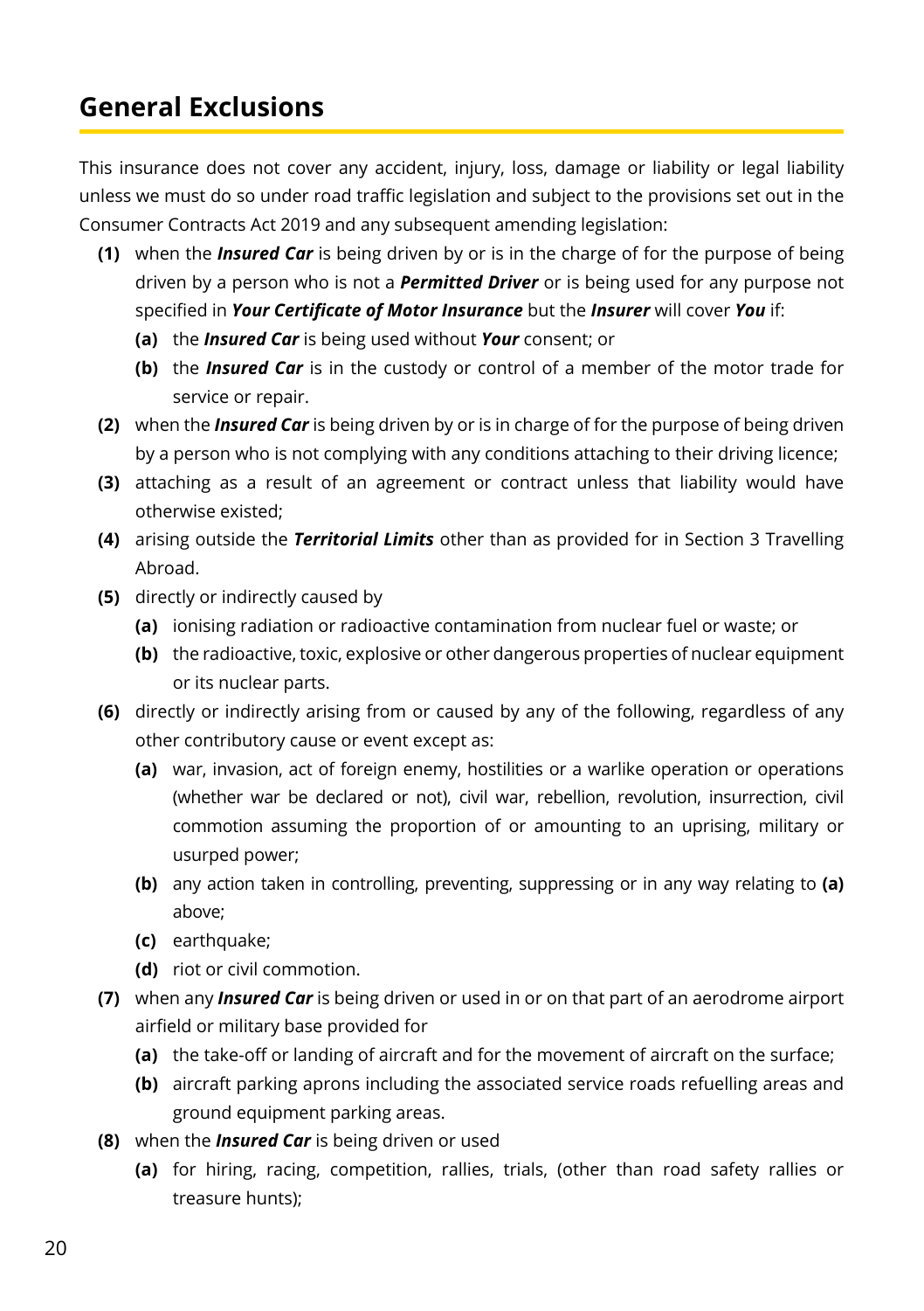## General Exclusions

This insurance does not cover any accident, injury, loss, damage or liability or legal liability unless we must do so under road traffic legislation and subject to the provisions set out in the Consumer Contracts Act 2019 and any subsequent amending legislation:

- **(1)** when the ***Insured Car*** is being driven by or is in the charge of for the purpose of being driven by a person who is not a ***Permitted Driver*** or is being used for any purpose not specified in ***Your Certificate of Motor Insurance*** but the ***Insurer*** will cover ***You*** if:
  - **(a)** the ***Insured Car*** is being used without ***Your*** consent; or
  - **(b)** the ***Insured Car*** is in the custody or control of a member of the motor trade for service or repair.
- **(2)** when the ***Insured Car*** is being driven by or is in charge of for the purpose of being driven by a person who is not complying with any conditions attaching to their driving licence;
- **(3)** attaching as a result of an agreement or contract unless that liability would have otherwise existed;
- **(4)** arising outside the ***Territorial Limits*** other than as provided for in Section 3 Travelling Abroad.
- **(5)** directly or indirectly caused by
  - **(a)** ionising radiation or radioactive contamination from nuclear fuel or waste; or
  - **(b)** the radioactive, toxic, explosive or other dangerous properties of nuclear equipment or its nuclear parts.
- **(6)** directly or indirectly arising from or caused by any of the following, regardless of any other contributory cause or event except as:
  - **(a)** war, invasion, act of foreign enemy, hostilities or a warlike operation or operations (whether war be declared or not), civil war, rebellion, revolution, insurrection, civil commotion assuming the proportion of or amounting to an uprising, military or usurped power;
  - **(b)** any action taken in controlling, preventing, suppressing or in any way relating to **(a)** above;
  - **(c)** earthquake;
  - **(d)** riot or civil commotion.
- **(7)** when any ***Insured Car*** is being driven or used in or on that part of an aerodrome airport airfield or military base provided for
  - **(a)** the take-off or landing of aircraft and for the movement of aircraft on the surface;
  - **(b)** aircraft parking aprons including the associated service roads refuelling areas and ground equipment parking areas.
- **(8)** when the ***Insured Car*** is being driven or used
  - **(a)** for hiring, racing, competition, rallies, trials, (other than road safety rallies or treasure hunts);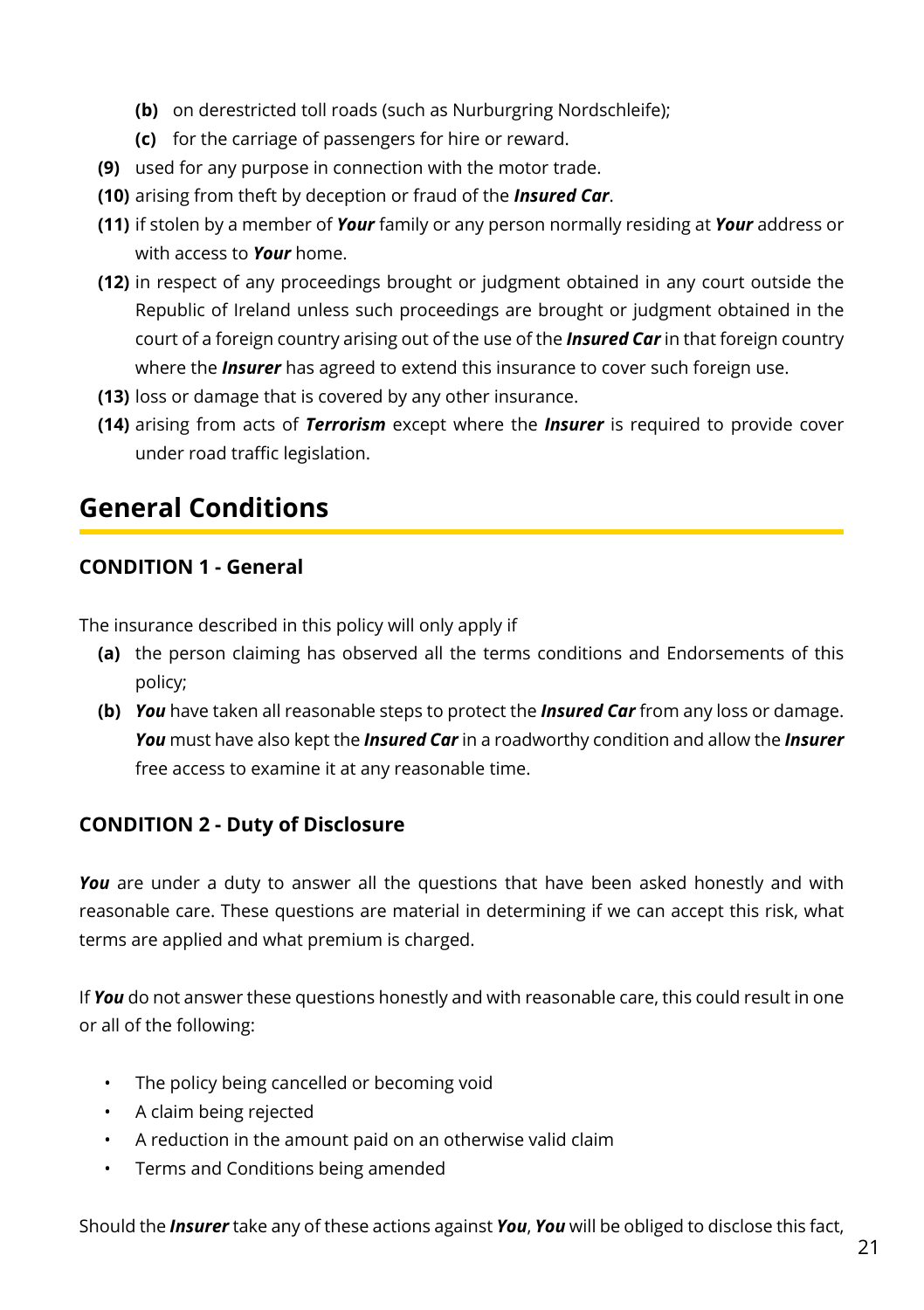- **(b)** on derestricted toll roads (such as Nurburgring Nordschleife);
- **(c)** for the carriage of passengers for hire or reward.

**(9)** used for any purpose in connection with the motor trade.

**(10)** arising from theft by deception or fraud of the ***Insured Car***.

**(11)** if stolen by a member of ***Your*** family or any person normally residing at ***Your*** address or with access to ***Your*** home.

**(12)** in respect of any proceedings brought or judgment obtained in any court outside the Republic of Ireland unless such proceedings are brought or judgment obtained in the court of a foreign country arising out of the use of the ***Insured Car*** in that foreign country where the ***Insurer*** has agreed to extend this insurance to cover such foreign use.

**(13)** loss or damage that is covered by any other insurance.

**(14)** arising from acts of ***Terrorism*** except where the ***Insurer*** is required to provide cover under road traffic legislation.

# General Conditions

### CONDITION 1 - General

The insurance described in this policy will only apply if

- **(a)** the person claiming has observed all the terms conditions and Endorsements of this policy;
- **(b)** ***You*** have taken all reasonable steps to protect the ***Insured Car*** from any loss or damage. ***You*** must have also kept the ***Insured Car*** in a roadworthy condition and allow the ***Insurer*** free access to examine it at any reasonable time.

### CONDITION 2 - Duty of Disclosure

***You*** are under a duty to answer all the questions that have been asked honestly and with reasonable care. These questions are material in determining if we can accept this risk, what terms are applied and what premium is charged.

If ***You*** do not answer these questions honestly and with reasonable care, this could result in one or all of the following:

- The policy being cancelled or becoming void
- A claim being rejected
- A reduction in the amount paid on an otherwise valid claim
- Terms and Conditions being amended

Should the ***Insurer*** take any of these actions against ***You***, ***You*** will be obliged to disclose this fact,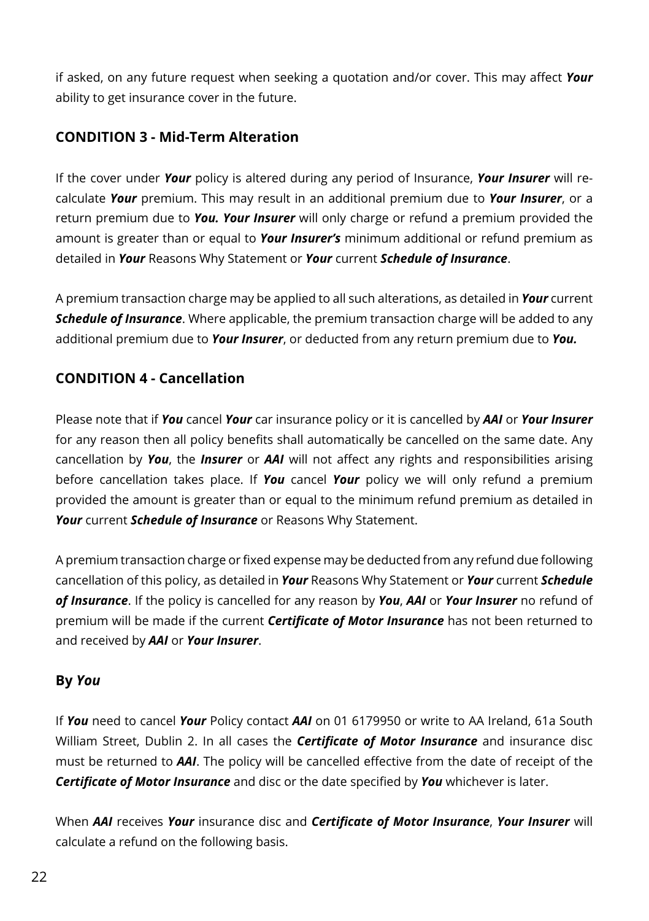if asked, on any future request when seeking a quotation and/or cover. This may affect ***Your*** ability to get insurance cover in the future.

## CONDITION 3 - Mid-Term Alteration

If the cover under ***Your*** policy is altered during any period of Insurance, ***Your Insurer*** will re-calculate ***Your*** premium. This may result in an additional premium due to ***Your Insurer***, or a return premium due to ***You. Your Insurer*** will only charge or refund a premium provided the amount is greater than or equal to ***Your Insurer's*** minimum additional or refund premium as detailed in ***Your*** Reasons Why Statement or ***Your*** current ***Schedule of Insurance***.

A premium transaction charge may be applied to all such alterations, as detailed in ***Your*** current ***Schedule of Insurance***. Where applicable, the premium transaction charge will be added to any additional premium due to ***Your Insurer***, or deducted from any return premium due to ***You.***

## CONDITION 4 - Cancellation

Please note that if ***You*** cancel ***Your*** car insurance policy or it is cancelled by ***AAI*** or ***Your Insurer*** for any reason then all policy benefits shall automatically be cancelled on the same date. Any cancellation by ***You***, the ***Insurer*** or ***AAI*** will not affect any rights and responsibilities arising before cancellation takes place. If ***You*** cancel ***Your*** policy we will only refund a premium provided the amount is greater than or equal to the minimum refund premium as detailed in ***Your*** current ***Schedule of Insurance*** or Reasons Why Statement.

A premium transaction charge or fixed expense may be deducted from any refund due following cancellation of this policy, as detailed in ***Your*** Reasons Why Statement or ***Your*** current ***Schedule of Insurance***. If the policy is cancelled for any reason by ***You***, ***AAI*** or ***Your Insurer*** no refund of premium will be made if the current ***Certificate of Motor Insurance*** has not been returned to and received by ***AAI*** or ***Your Insurer***.

### By *You*

If ***You*** need to cancel ***Your*** Policy contact ***AAI*** on 01 6179950 or write to AA Ireland, 61a South William Street, Dublin 2. In all cases the ***Certificate of Motor Insurance*** and insurance disc must be returned to ***AAI***. The policy will be cancelled effective from the date of receipt of the ***Certificate of Motor Insurance*** and disc or the date specified by ***You*** whichever is later.

When ***AAI*** receives ***Your*** insurance disc and ***Certificate of Motor Insurance***, ***Your Insurer*** will calculate a refund on the following basis.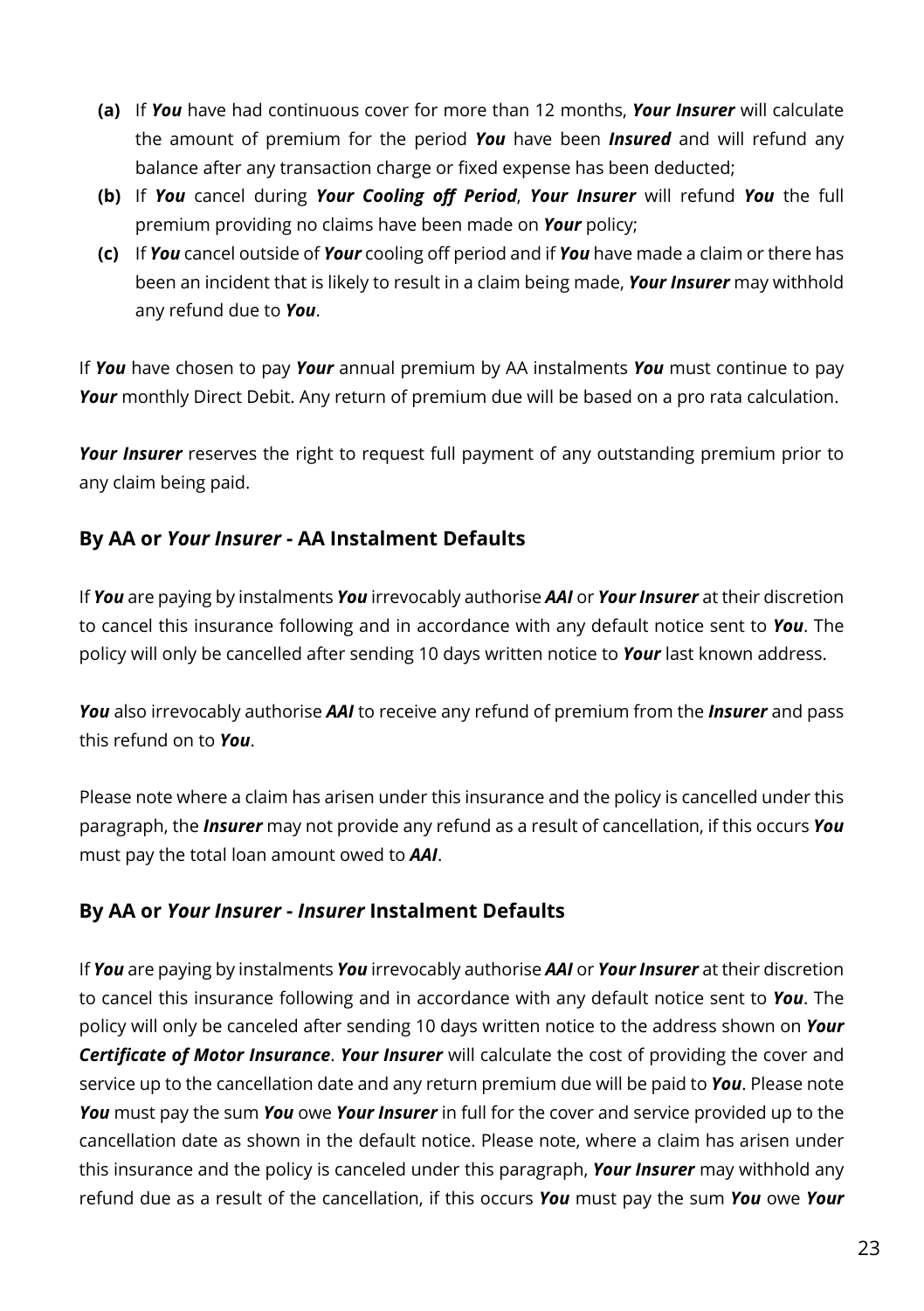- **(a)** If ***You*** have had continuous cover for more than 12 months, ***Your Insurer*** will calculate the amount of premium for the period ***You*** have been ***Insured*** and will refund any balance after any transaction charge or fixed expense has been deducted;
- **(b)** If ***You*** cancel during ***Your Cooling off Period***, ***Your Insurer*** will refund ***You*** the full premium providing no claims have been made on ***Your*** policy;
- **(c)** If ***You*** cancel outside of ***Your*** cooling off period and if ***You*** have made a claim or there has been an incident that is likely to result in a claim being made, ***Your Insurer*** may withhold any refund due to ***You***.

If ***You*** have chosen to pay ***Your*** annual premium by AA instalments ***You*** must continue to pay ***Your*** monthly Direct Debit. Any return of premium due will be based on a pro rata calculation.

***Your Insurer*** reserves the right to request full payment of any outstanding premium prior to any claim being paid.

## By AA or *Your Insurer* - AA Instalment Defaults

If ***You*** are paying by instalments ***You*** irrevocably authorise ***AAI*** or ***Your Insurer*** at their discretion to cancel this insurance following and in accordance with any default notice sent to ***You***. The policy will only be cancelled after sending 10 days written notice to ***Your*** last known address.

***You*** also irrevocably authorise ***AAI*** to receive any refund of premium from the ***Insurer*** and pass this refund on to ***You***.

Please note where a claim has arisen under this insurance and the policy is cancelled under this paragraph, the ***Insurer*** may not provide any refund as a result of cancellation, if this occurs ***You*** must pay the total loan amount owed to ***AAI***.

## By AA or *Your Insurer* - *Insurer* Instalment Defaults

If ***You*** are paying by instalments ***You*** irrevocably authorise ***AAI*** or ***Your Insurer*** at their discretion to cancel this insurance following and in accordance with any default notice sent to ***You***. The policy will only be canceled after sending 10 days written notice to the address shown on ***Your Certificate of Motor Insurance***. ***Your Insurer*** will calculate the cost of providing the cover and service up to the cancellation date and any return premium due will be paid to ***You***. Please note ***You*** must pay the sum ***You*** owe ***Your Insurer*** in full for the cover and service provided up to the cancellation date as shown in the default notice. Please note, where a claim has arisen under this insurance and the policy is canceled under this paragraph, ***Your Insurer*** may withhold any refund due as a result of the cancellation, if this occurs ***You*** must pay the sum ***You*** owe ***Your***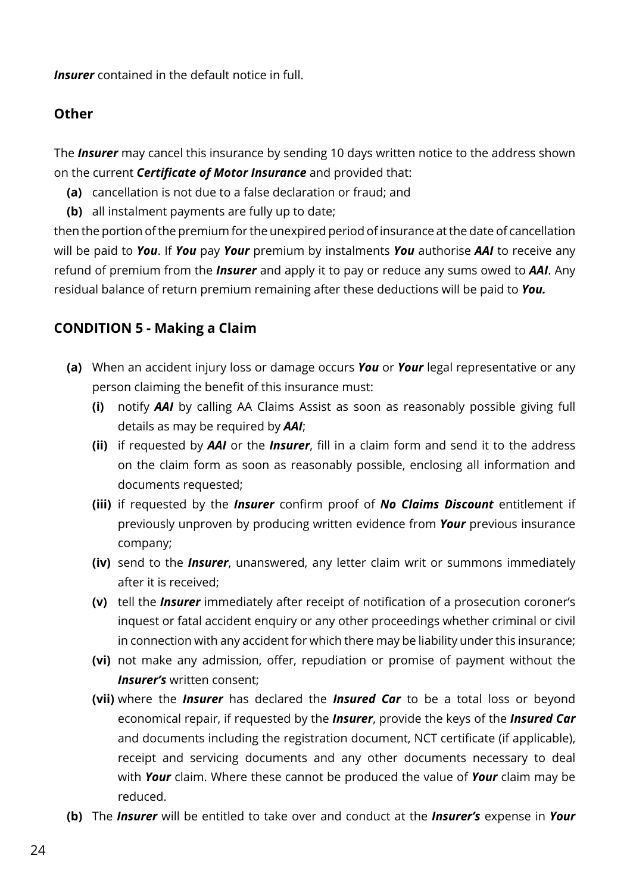***Insurer*** contained in the default notice in full.

### Other

The ***Insurer*** may cancel this insurance by sending 10 days written notice to the address shown on the current ***Certificate of Motor Insurance*** and provided that:

- **(a)** cancellation is not due to a false declaration or fraud; and
- **(b)** all instalment payments are fully up to date;

then the portion of the premium for the unexpired period of insurance at the date of cancellation will be paid to ***You***. If ***You*** pay ***Your*** premium by instalments ***You*** authorise ***AAI*** to receive any refund of premium from the ***Insurer*** and apply it to pay or reduce any sums owed to ***AAI***. Any residual balance of return premium remaining after these deductions will be paid to ***You.***

## CONDITION 5 - Making a Claim

- **(a)** When an accident injury loss or damage occurs ***You*** or ***Your*** legal representative or any person claiming the benefit of this insurance must:
  - **(i)** notify ***AAI*** by calling AA Claims Assist as soon as reasonably possible giving full details as may be required by ***AAI***;
  - **(ii)** if requested by ***AAI*** or the ***Insurer***, fill in a claim form and send it to the address on the claim form as soon as reasonably possible, enclosing all information and documents requested;
  - **(iii)** if requested by the ***Insurer*** confirm proof of ***No Claims Discount*** entitlement if previously unproven by producing written evidence from ***Your*** previous insurance company;
  - **(iv)** send to the ***Insurer***, unanswered, any letter claim writ or summons immediately after it is received;
  - **(v)** tell the ***Insurer*** immediately after receipt of notification of a prosecution coroner's inquest or fatal accident enquiry or any other proceedings whether criminal or civil in connection with any accident for which there may be liability under this insurance;
  - **(vi)** not make any admission, offer, repudiation or promise of payment without the ***Insurer's*** written consent;
  - **(vii)** where the ***Insurer*** has declared the ***Insured Car*** to be a total loss or beyond economical repair, if requested by the ***Insurer***, provide the keys of the ***Insured Car*** and documents including the registration document, NCT certificate (if applicable), receipt and servicing documents and any other documents necessary to deal with ***Your*** claim. Where these cannot be produced the value of ***Your*** claim may be reduced.
- **(b)** The ***Insurer*** will be entitled to take over and conduct at the ***Insurer's*** expense in ***Your***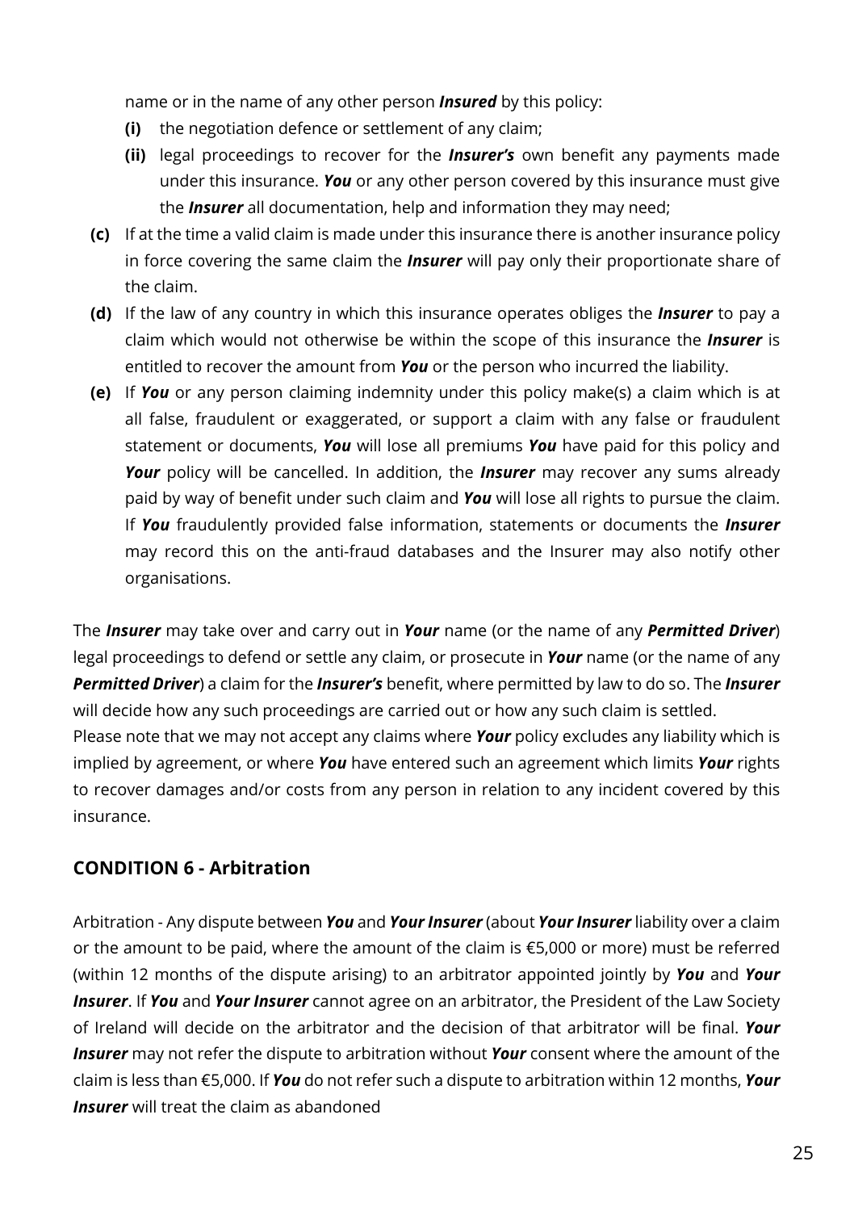name or in the name of any other person ***Insured*** by this policy:

- **(i)** the negotiation defence or settlement of any claim;
- **(ii)** legal proceedings to recover for the ***Insurer's*** own benefit any payments made under this insurance. ***You*** or any other person covered by this insurance must give the ***Insurer*** all documentation, help and information they may need;

**(c)** If at the time a valid claim is made under this insurance there is another insurance policy in force covering the same claim the ***Insurer*** will pay only their proportionate share of the claim.

**(d)** If the law of any country in which this insurance operates obliges the ***Insurer*** to pay a claim which would not otherwise be within the scope of this insurance the ***Insurer*** is entitled to recover the amount from ***You*** or the person who incurred the liability.

**(e)** If ***You*** or any person claiming indemnity under this policy make(s) a claim which is at all false, fraudulent or exaggerated, or support a claim with any false or fraudulent statement or documents, ***You*** will lose all premiums ***You*** have paid for this policy and ***Your*** policy will be cancelled. In addition, the ***Insurer*** may recover any sums already paid by way of benefit under such claim and ***You*** will lose all rights to pursue the claim. If ***You*** fraudulently provided false information, statements or documents the ***Insurer*** may record this on the anti-fraud databases and the Insurer may also notify other organisations.

The ***Insurer*** may take over and carry out in ***Your*** name (or the name of any ***Permitted Driver***) legal proceedings to defend or settle any claim, or prosecute in ***Your*** name (or the name of any ***Permitted Driver***) a claim for the ***Insurer's*** benefit, where permitted by law to do so. The ***Insurer*** will decide how any such proceedings are carried out or how any such claim is settled.
Please note that we may not accept any claims where ***Your*** policy excludes any liability which is implied by agreement, or where ***You*** have entered such an agreement which limits ***Your*** rights to recover damages and/or costs from any person in relation to any incident covered by this insurance.

## CONDITION 6 - Arbitration

Arbitration - Any dispute between ***You*** and ***Your Insurer*** (about ***Your Insurer*** liability over a claim or the amount to be paid, where the amount of the claim is €5,000 or more) must be referred (within 12 months of the dispute arising) to an arbitrator appointed jointly by ***You*** and ***Your Insurer***. If ***You*** and ***Your Insurer*** cannot agree on an arbitrator, the President of the Law Society of Ireland will decide on the arbitrator and the decision of that arbitrator will be final. ***Your Insurer*** may not refer the dispute to arbitration without ***Your*** consent where the amount of the claim is less than €5,000. If ***You*** do not refer such a dispute to arbitration within 12 months, ***Your Insurer*** will treat the claim as abandoned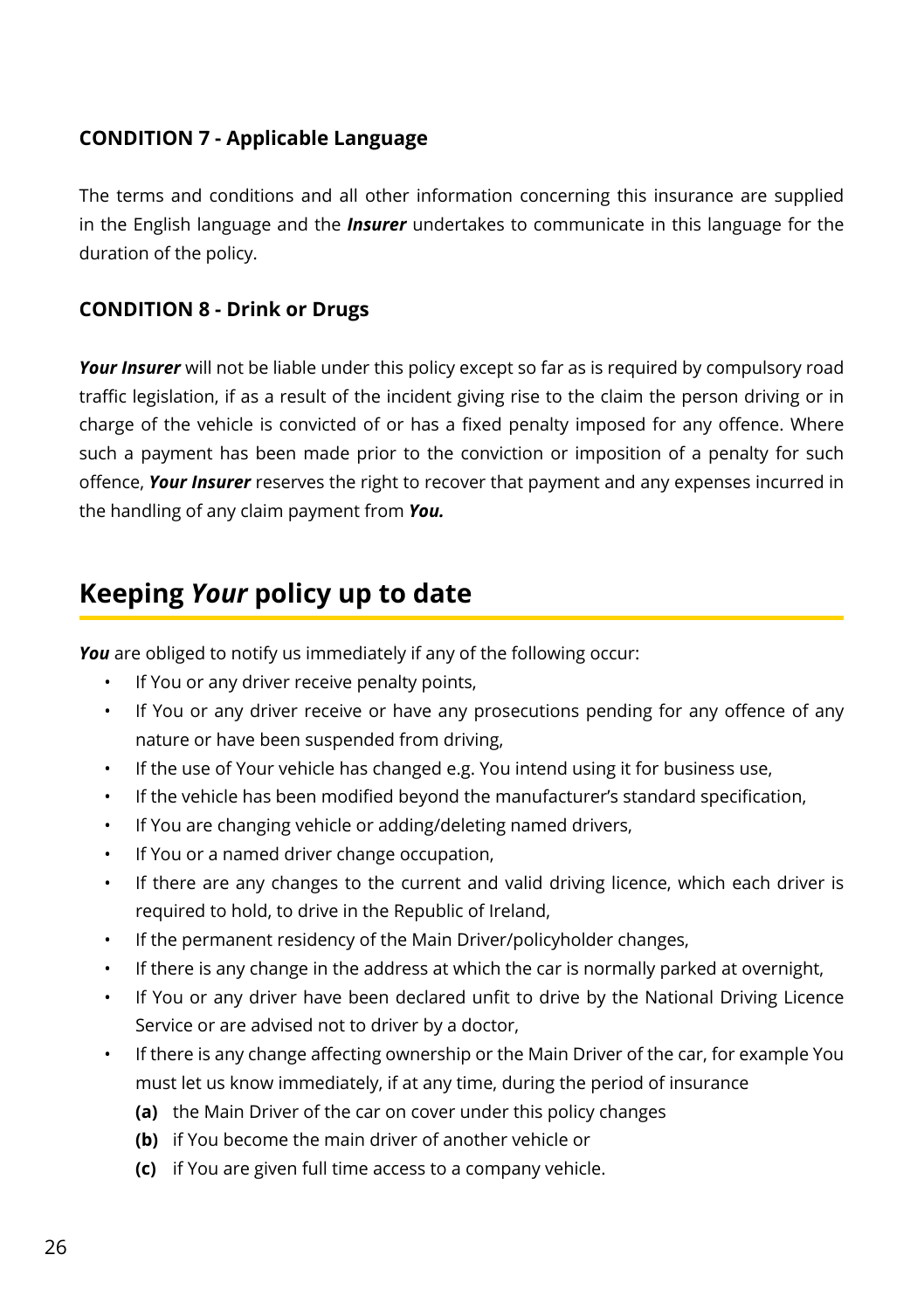### CONDITION 7 - Applicable Language

The terms and conditions and all other information concerning this insurance are supplied in the English language and the ***Insurer*** undertakes to communicate in this language for the duration of the policy.

### CONDITION 8 - Drink or Drugs

***Your Insurer*** will not be liable under this policy except so far as is required by compulsory road traffic legislation, if as a result of the incident giving rise to the claim the person driving or in charge of the vehicle is convicted of or has a fixed penalty imposed for any offence. Where such a payment has been made prior to the conviction or imposition of a penalty for such offence, ***Your Insurer*** reserves the right to recover that payment and any expenses incurred in the handling of any claim payment from ***You.***

## Keeping *Your* policy up to date

***You*** are obliged to notify us immediately if any of the following occur:

- If You or any driver receive penalty points,
- If You or any driver receive or have any prosecutions pending for any offence of any nature or have been suspended from driving,
- If the use of Your vehicle has changed e.g. You intend using it for business use,
- If the vehicle has been modified beyond the manufacturer's standard specification,
- If You are changing vehicle or adding/deleting named drivers,
- If You or a named driver change occupation,
- If there are any changes to the current and valid driving licence, which each driver is required to hold, to drive in the Republic of Ireland,
- If the permanent residency of the Main Driver/policyholder changes,
- If there is any change in the address at which the car is normally parked at overnight,
- If You or any driver have been declared unfit to drive by the National Driving Licence Service or are advised not to driver by a doctor,
- If there is any change affecting ownership or the Main Driver of the car, for example You must let us know immediately, if at any time, during the period of insurance
  - **(a)** the Main Driver of the car on cover under this policy changes
  - **(b)** if You become the main driver of another vehicle or
  - **(c)** if You are given full time access to a company vehicle.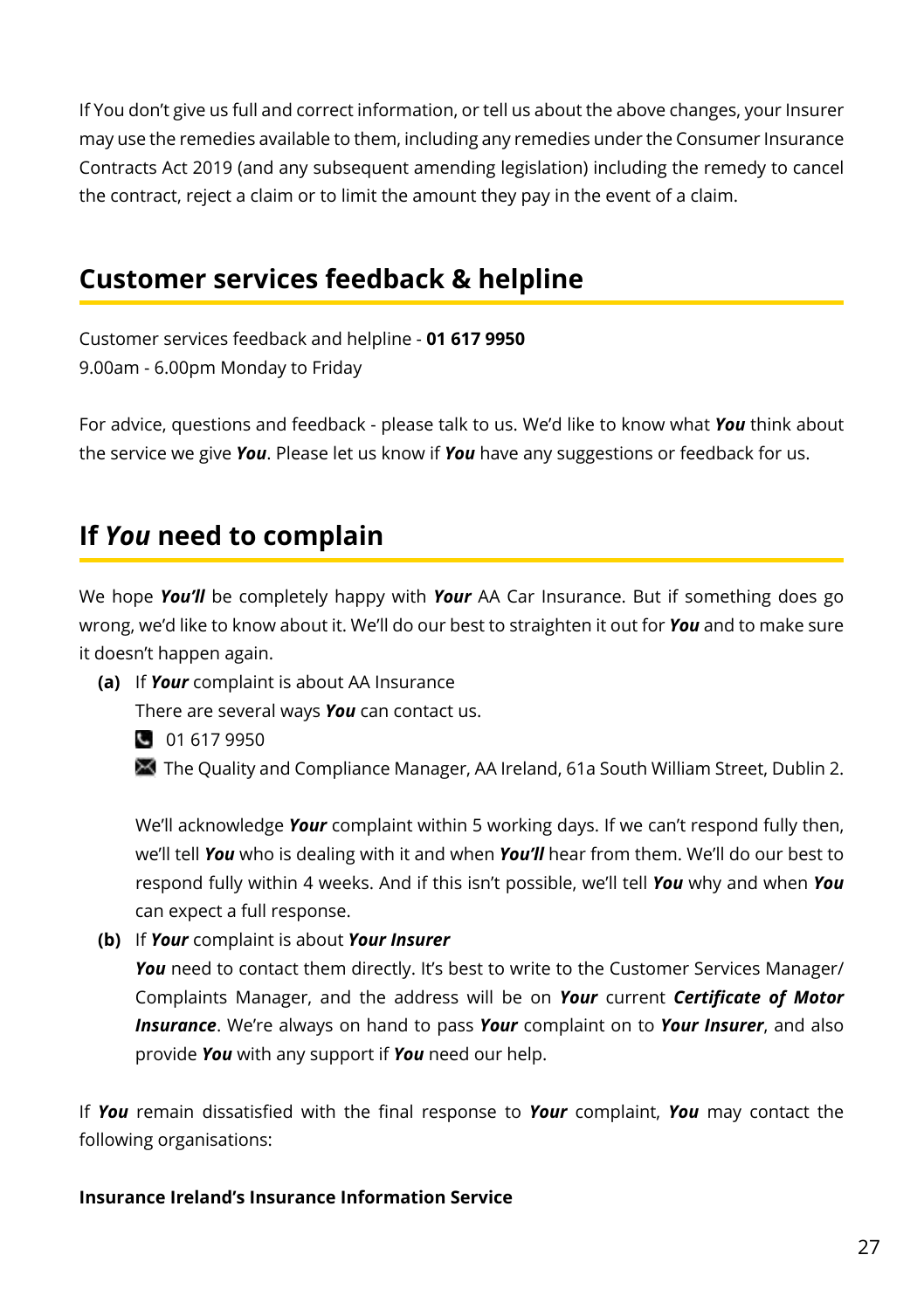If You don't give us full and correct information, or tell us about the above changes, your Insurer may use the remedies available to them, including any remedies under the Consumer Insurance Contracts Act 2019 (and any subsequent amending legislation) including the remedy to cancel the contract, reject a claim or to limit the amount they pay in the event of a claim.

## Customer services feedback & helpline

Customer services feedback and helpline - **01 617 9950**
9.00am - 6.00pm Monday to Friday

For advice, questions and feedback - please talk to us. We'd like to know what ***You*** think about the service we give ***You***. Please let us know if ***You*** have any suggestions or feedback for us.

## If *You* need to complain

We hope ***You'll*** be completely happy with ***Your*** AA Car Insurance. But if something does go wrong, we'd like to know about it. We'll do our best to straighten it out for ***You*** and to make sure it doesn't happen again.

**(a)** If ***Your*** complaint is about AA Insurance

There are several ways ***You*** can contact us.

- 01 617 9950
- The Quality and Compliance Manager, AA Ireland, 61a South William Street, Dublin 2.

We'll acknowledge ***Your*** complaint within 5 working days. If we can't respond fully then, we'll tell ***You*** who is dealing with it and when ***You'll*** hear from them. We'll do our best to respond fully within 4 weeks. And if this isn't possible, we'll tell ***You*** why and when ***You*** can expect a full response.

**(b)** If ***Your*** complaint is about ***Your Insurer***

***You*** need to contact them directly. It's best to write to the Customer Services Manager/ Complaints Manager, and the address will be on ***Your*** current ***Certificate of Motor Insurance***. We're always on hand to pass ***Your*** complaint on to ***Your Insurer***, and also provide ***You*** with any support if ***You*** need our help.

If ***You*** remain dissatisfied with the final response to ***Your*** complaint, ***You*** may contact the following organisations:

**Insurance Ireland's Insurance Information Service**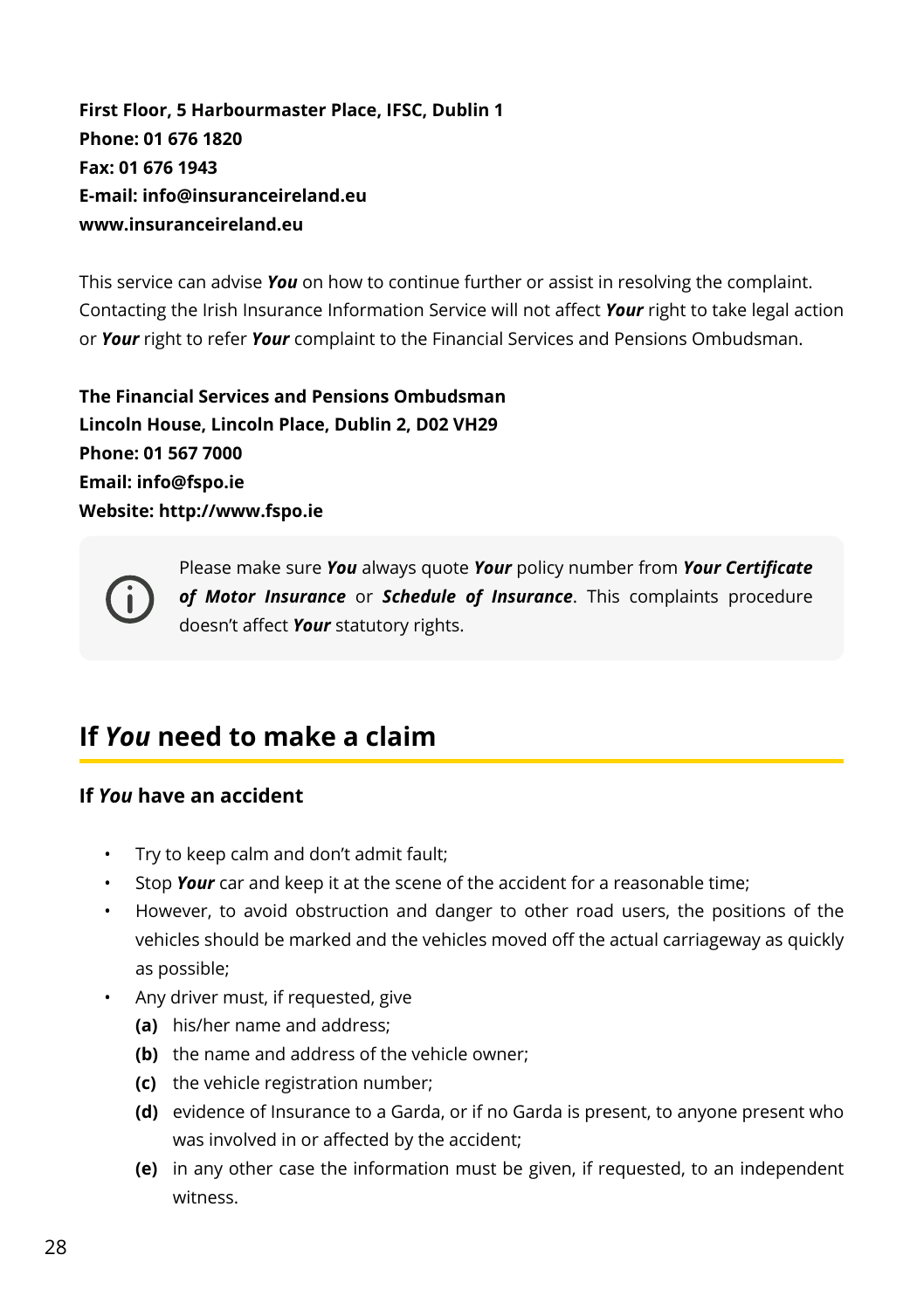**First Floor, 5 Harbourmaster Place, IFSC, Dublin 1**
**Phone: 01 676 1820**
**Fax: 01 676 1943**
**E-mail: info@insuranceireland.eu**
**www.insuranceireland.eu**

This service can advise ***You*** on how to continue further or assist in resolving the complaint. Contacting the Irish Insurance Information Service will not affect ***Your*** right to take legal action or ***Your*** right to refer ***Your*** complaint to the Financial Services and Pensions Ombudsman.

**The Financial Services and Pensions Ombudsman**
**Lincoln House, Lincoln Place, Dublin 2, D02 VH29**
**Phone: 01 567 7000**
**Email: info@fspo.ie**
**Website: http://www.fspo.ie**

Please make sure ***You*** always quote ***Your*** policy number from ***Your Certificate of Motor Insurance*** or ***Schedule of Insurance***. This complaints procedure doesn't affect ***Your*** statutory rights.

## If *You* need to make a claim

### If *You* have an accident

- Try to keep calm and don't admit fault;
- Stop ***Your*** car and keep it at the scene of the accident for a reasonable time;
- However, to avoid obstruction and danger to other road users, the positions of the vehicles should be marked and the vehicles moved off the actual carriageway as quickly as possible;
- Any driver must, if requested, give
  **(a)** his/her name and address;
  **(b)** the name and address of the vehicle owner;
  **(c)** the vehicle registration number;
  **(d)** evidence of Insurance to a Garda, or if no Garda is present, to anyone present who was involved in or affected by the accident;
  **(e)** in any other case the information must be given, if requested, to an independent witness.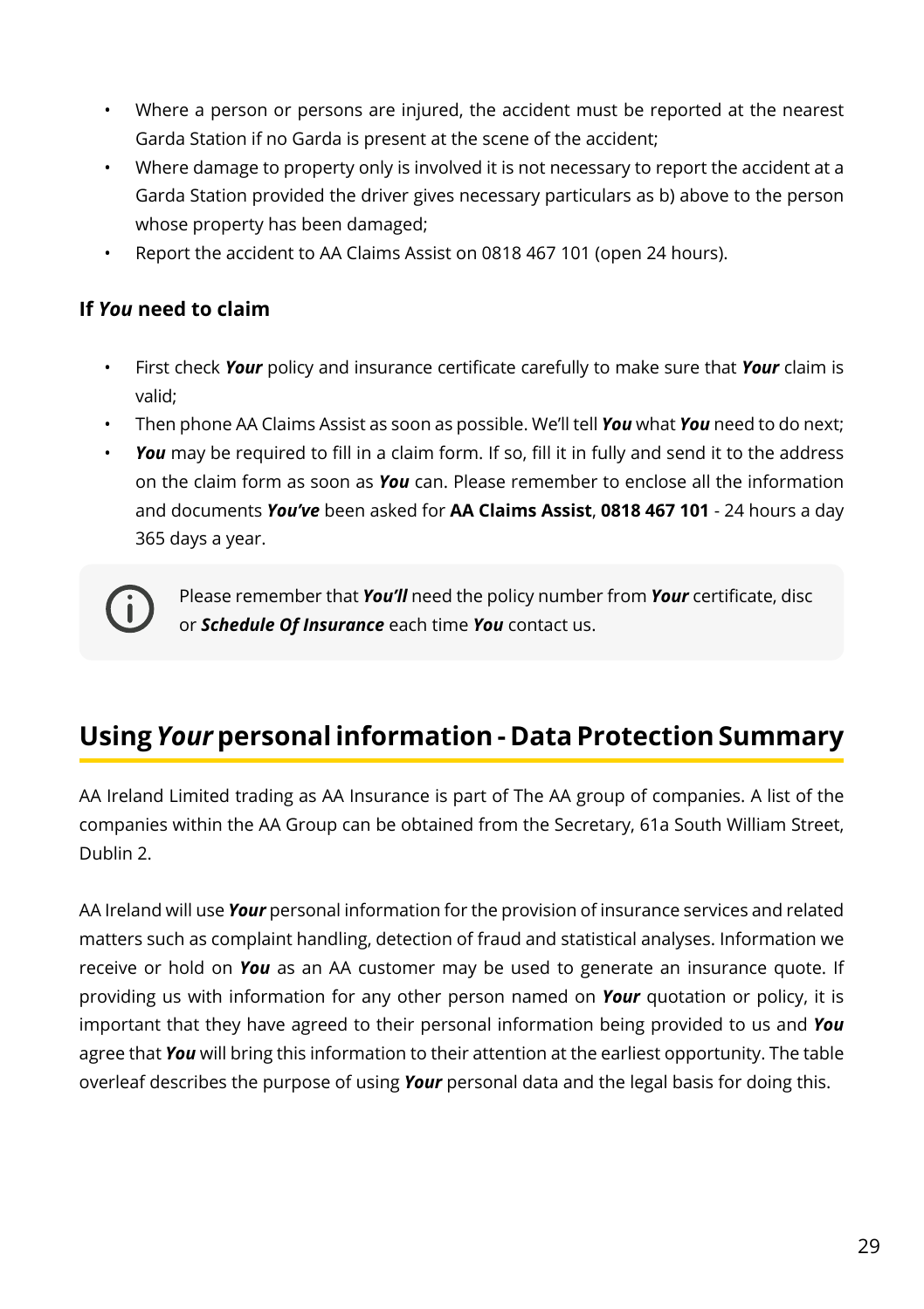- Where a person or persons are injured, the accident must be reported at the nearest Garda Station if no Garda is present at the scene of the accident;
- Where damage to property only is involved it is not necessary to report the accident at a Garda Station provided the driver gives necessary particulars as b) above to the person whose property has been damaged;
- Report the accident to AA Claims Assist on 0818 467 101 (open 24 hours).

### If *You* need to claim

- First check ***Your*** policy and insurance certificate carefully to make sure that ***Your*** claim is valid;
- Then phone AA Claims Assist as soon as possible. We'll tell ***You*** what ***You*** need to do next;
- ***You*** may be required to fill in a claim form. If so, fill it in fully and send it to the address on the claim form as soon as ***You*** can. Please remember to enclose all the information and documents ***You've*** been asked for **AA Claims Assist**, **0818 467 101** - 24 hours a day 365 days a year.

Please remember that ***You'll*** need the policy number from ***Your*** certificate, disc or ***Schedule Of Insurance*** each time ***You*** contact us.

## Using *Your* personal information - Data Protection Summary

AA Ireland Limited trading as AA Insurance is part of The AA group of companies. A list of the companies within the AA Group can be obtained from the Secretary, 61a South William Street, Dublin 2.

AA Ireland will use ***Your*** personal information for the provision of insurance services and related matters such as complaint handling, detection of fraud and statistical analyses. Information we receive or hold on ***You*** as an AA customer may be used to generate an insurance quote. If providing us with information for any other person named on ***Your*** quotation or policy, it is important that they have agreed to their personal information being provided to us and ***You*** agree that ***You*** will bring this information to their attention at the earliest opportunity. The table overleaf describes the purpose of using ***Your*** personal data and the legal basis for doing this.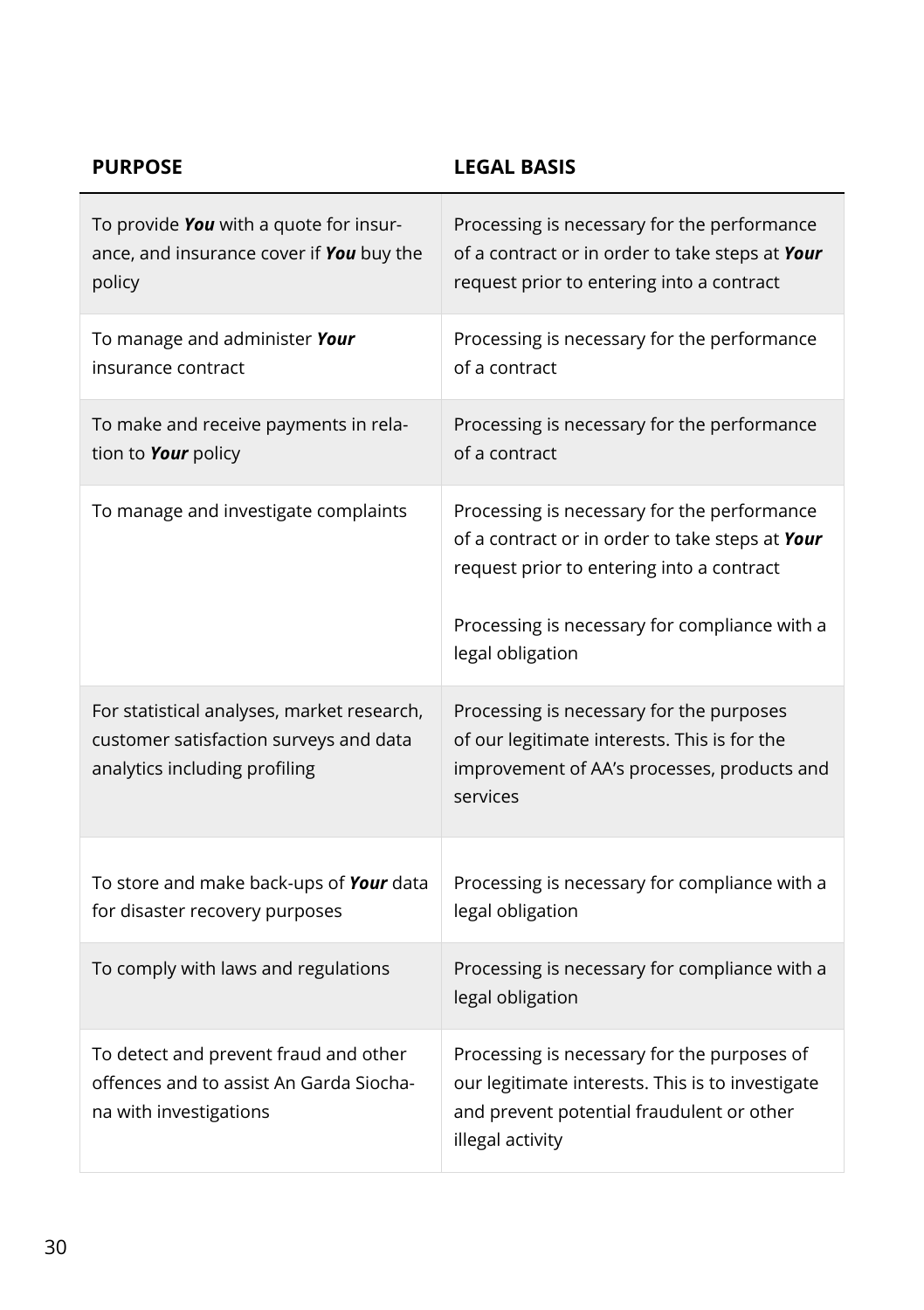| PURPOSE | LEGAL BASIS |
|---|---|
| To provide ***You*** with a quote for insurance, and insurance cover if ***You*** buy the policy | Processing is necessary for the performance of a contract or in order to take steps at ***Your*** request prior to entering into a contract |
| To manage and administer ***Your*** insurance contract | Processing is necessary for the performance of a contract |
| To make and receive payments in relation to ***Your*** policy | Processing is necessary for the performance of a contract |
| To manage and investigate complaints | Processing is necessary for the performance of a contract or in order to take steps at ***Your*** request prior to entering into a contract<br><br>Processing is necessary for compliance with a legal obligation |
| For statistical analyses, market research, customer satisfaction surveys and data analytics including profiling | Processing is necessary for the purposes of our legitimate interests. This is for the improvement of AA's processes, products and services |
| To store and make back-ups of ***Your*** data for disaster recovery purposes | Processing is necessary for compliance with a legal obligation |
| To comply with laws and regulations | Processing is necessary for compliance with a legal obligation |
| To detect and prevent fraud and other offences and to assist An Garda Siochana with investigations | Processing is necessary for the purposes of our legitimate interests. This is to investigate and prevent potential fraudulent or other illegal activity |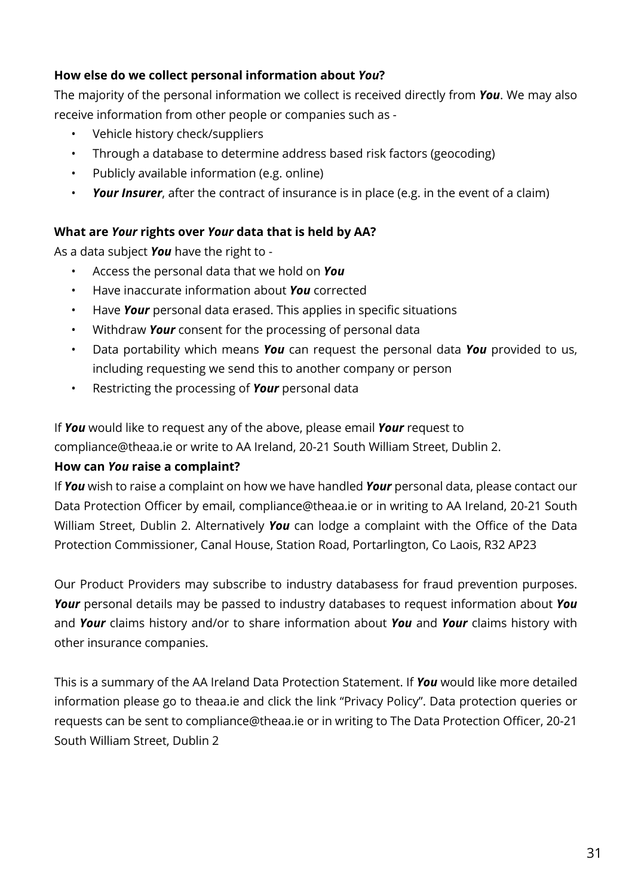**How else do we collect personal information about *You*?**

The majority of the personal information we collect is received directly from ***You***. We may also receive information from other people or companies such as -

- Vehicle history check/suppliers
- Through a database to determine address based risk factors (geocoding)
- Publicly available information (e.g. online)
- ***Your Insurer***, after the contract of insurance is in place (e.g. in the event of a claim)

**What are *Your* rights over *Your* data that is held by AA?**

As a data subject ***You*** have the right to -

- Access the personal data that we hold on ***You***
- Have inaccurate information about ***You*** corrected
- Have ***Your*** personal data erased. This applies in specific situations
- Withdraw ***Your*** consent for the processing of personal data
- Data portability which means ***You*** can request the personal data ***You*** provided to us, including requesting we send this to another company or person
- Restricting the processing of ***Your*** personal data

If ***You*** would like to request any of the above, please email ***Your*** request to compliance@theaa.ie or write to AA Ireland, 20-21 South William Street, Dublin 2.

**How can *You* raise a complaint?**

If ***You*** wish to raise a complaint on how we have handled ***Your*** personal data, please contact our Data Protection Officer by email, compliance@theaa.ie or in writing to AA Ireland, 20-21 South William Street, Dublin 2. Alternatively ***You*** can lodge a complaint with the Office of the Data Protection Commissioner, Canal House, Station Road, Portarlington, Co Laois, R32 AP23

Our Product Providers may subscribe to industry databasess for fraud prevention purposes. ***Your*** personal details may be passed to industry databases to request information about ***You*** and ***Your*** claims history and/or to share information about ***You*** and ***Your*** claims history with other insurance companies.

This is a summary of the AA Ireland Data Protection Statement. If ***You*** would like more detailed information please go to theaa.ie and click the link "Privacy Policy". Data protection queries or requests can be sent to compliance@theaa.ie or in writing to The Data Protection Officer, 20-21 South William Street, Dublin 2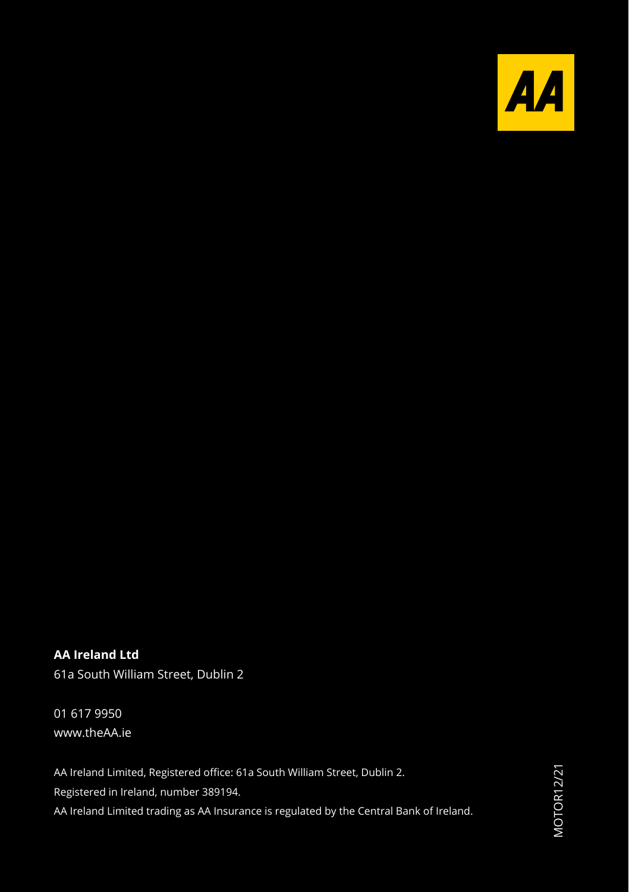AA

**AA Ireland Ltd**
61a South William Street, Dublin 2

01 617 9950
www.theAA.ie

AA Ireland Limited, Registered office: 61a South William Street, Dublin 2.
Registered in Ireland, number 389194.
AA Ireland Limited trading as AA Insurance is regulated by the Central Bank of Ireland.

MOTOR12/21